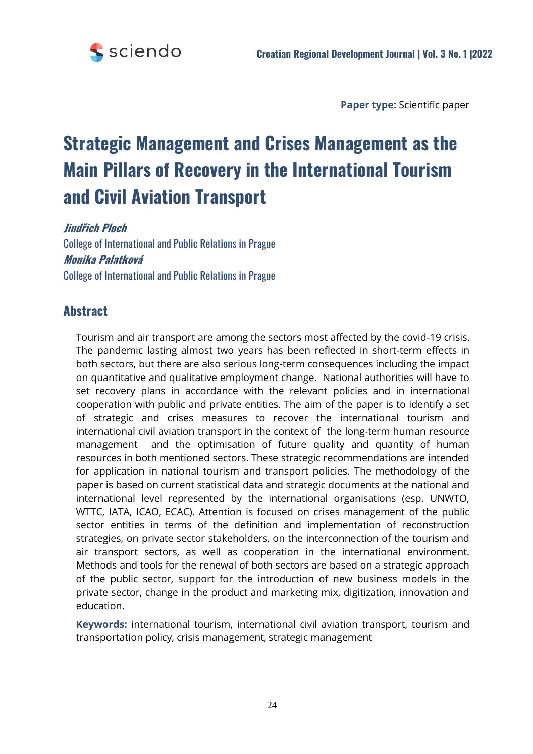**Paper type:** Scientific paper

# Strategic Management and Crises Management as the Main Pillars of Recovery in the International Tourism and Civil Aviation Transport

***Jindřich Ploch***

College of International and Public Relations in Prague

***Monika Palatková***

College of International and Public Relations in Prague

## Abstract

Tourism and air transport are among the sectors most affected by the covid-19 crisis. The pandemic lasting almost two years has been reflected in short-term effects in both sectors, but there are also serious long-term consequences including the impact on quantitative and qualitative employment change. National authorities will have to set recovery plans in accordance with the relevant policies and in international cooperation with public and private entities. The aim of the paper is to identify a set of strategic and crises measures to recover the international tourism and international civil aviation transport in the context of the long-term human resource management and the optimisation of future quality and quantity of human resources in both mentioned sectors. These strategic recommendations are intended for application in national tourism and transport policies. The methodology of the paper is based on current statistical data and strategic documents at the national and international level represented by the international organisations (esp. UNWTO, WTTC, IATA, ICAO, ECAC). Attention is focused on crises management of the public sector entities in terms of the definition and implementation of reconstruction strategies, on private sector stakeholders, on the interconnection of the tourism and air transport sectors, as well as cooperation in the international environment. Methods and tools for the renewal of both sectors are based on a strategic approach of the public sector, support for the introduction of new business models in the private sector, change in the product and marketing mix, digitization, innovation and education.

**Keywords:** international tourism, international civil aviation transport, tourism and transportation policy, crisis management, strategic management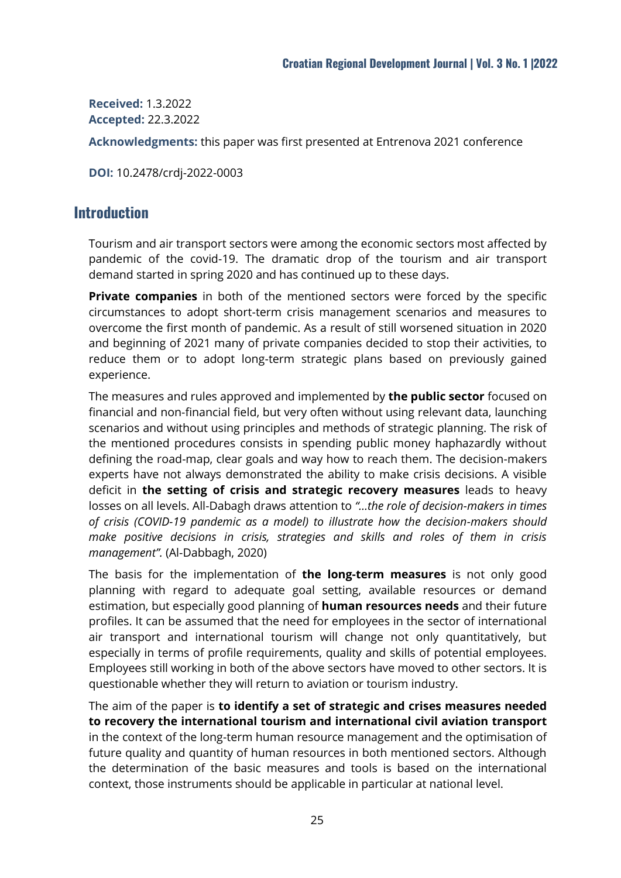**Received:** 1.3.2022
**Accepted:** 22.3.2022

**Acknowledgments:** this paper was first presented at Entrenova 2021 conference

**DOI:** 10.2478/crdj-2022-0003

## Introduction

Tourism and air transport sectors were among the economic sectors most affected by pandemic of the covid-19. The dramatic drop of the tourism and air transport demand started in spring 2020 and has continued up to these days.

**Private companies** in both of the mentioned sectors were forced by the specific circumstances to adopt short-term crisis management scenarios and measures to overcome the first month of pandemic. As a result of still worsened situation in 2020 and beginning of 2021 many of private companies decided to stop their activities, to reduce them or to adopt long-term strategic plans based on previously gained experience.

The measures and rules approved and implemented by **the public sector** focused on financial and non-financial field, but very often without using relevant data, launching scenarios and without using principles and methods of strategic planning. The risk of the mentioned procedures consists in spending public money haphazardly without defining the road-map, clear goals and way how to reach them. The decision-makers experts have not always demonstrated the ability to make crisis decisions. A visible deficit in **the setting of crisis and strategic recovery measures** leads to heavy losses on all levels. All-Dabagh draws attention to *"…the role of decision-makers in times of crisis (COVID-19 pandemic as a model) to illustrate how the decision-makers should make positive decisions in crisis, strategies and skills and roles of them in crisis management".* (Al-Dabbagh, 2020)

The basis for the implementation of **the long-term measures** is not only good planning with regard to adequate goal setting, available resources or demand estimation, but especially good planning of **human resources needs** and their future profiles. It can be assumed that the need for employees in the sector of international air transport and international tourism will change not only quantitatively, but especially in terms of profile requirements, quality and skills of potential employees. Employees still working in both of the above sectors have moved to other sectors. It is questionable whether they will return to aviation or tourism industry.

The aim of the paper is **to identify a set of strategic and crises measures needed to recovery the international tourism and international civil aviation transport** in the context of the long-term human resource management and the optimisation of future quality and quantity of human resources in both mentioned sectors. Although the determination of the basic measures and tools is based on the international context, those instruments should be applicable in particular at national level.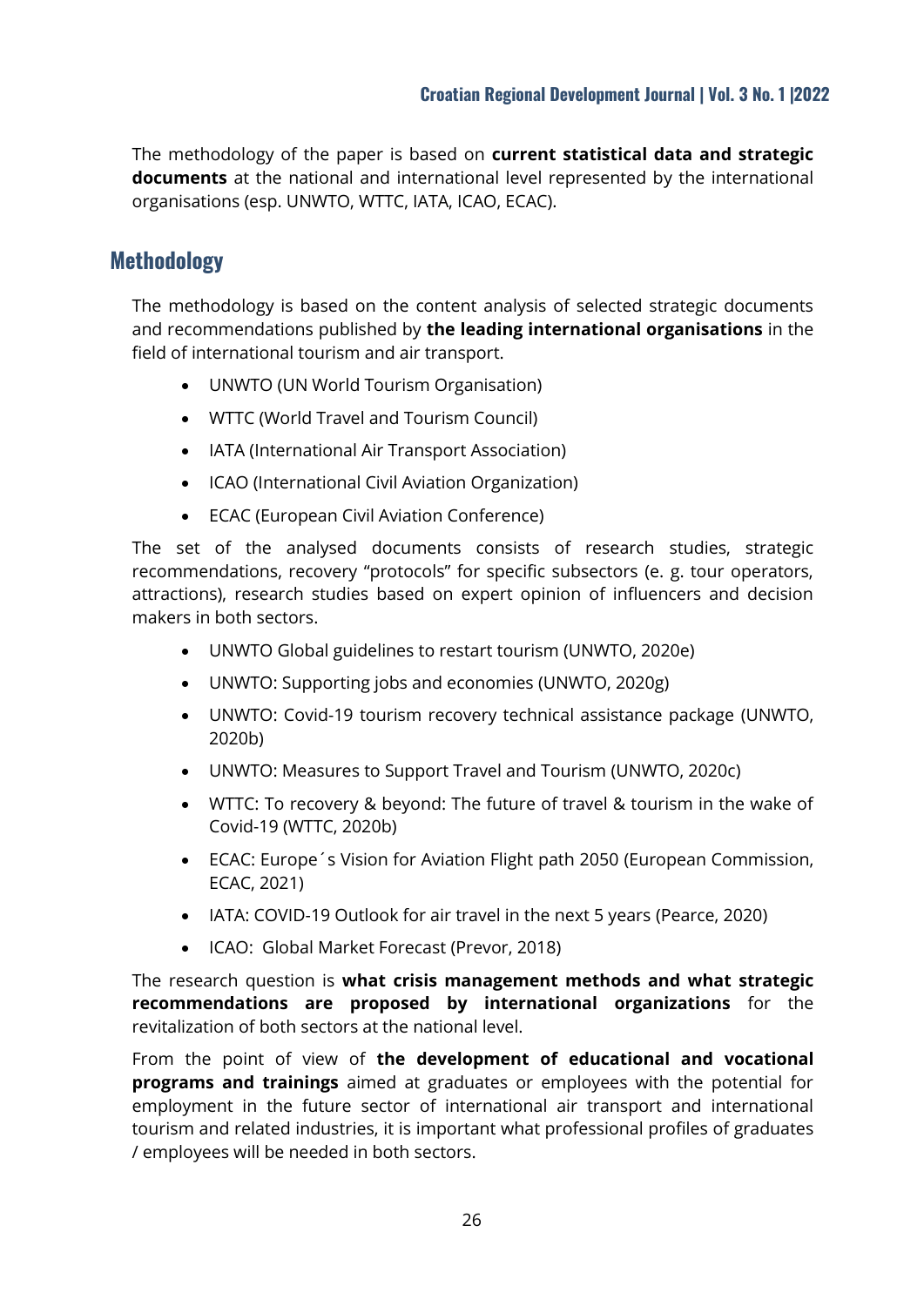The methodology of the paper is based on **current statistical data and strategic documents** at the national and international level represented by the international organisations (esp. UNWTO, WTTC, IATA, ICAO, ECAC).

## Methodology

The methodology is based on the content analysis of selected strategic documents and recommendations published by **the leading international organisations** in the field of international tourism and air transport.

- UNWTO (UN World Tourism Organisation)
- WTTC (World Travel and Tourism Council)
- IATA (International Air Transport Association)
- ICAO (International Civil Aviation Organization)
- ECAC (European Civil Aviation Conference)

The set of the analysed documents consists of research studies, strategic recommendations, recovery "protocols" for specific subsectors (e. g. tour operators, attractions), research studies based on expert opinion of influencers and decision makers in both sectors.

- UNWTO Global guidelines to restart tourism (UNWTO, 2020e)
- UNWTO: Supporting jobs and economies (UNWTO, 2020g)
- UNWTO: Covid-19 tourism recovery technical assistance package (UNWTO, 2020b)
- UNWTO: Measures to Support Travel and Tourism (UNWTO, 2020c)
- WTTC: To recovery & beyond: The future of travel & tourism in the wake of Covid-19 (WTTC, 2020b)
- ECAC: Europe´s Vision for Aviation Flight path 2050 (European Commission, ECAC, 2021)
- IATA: COVID-19 Outlook for air travel in the next 5 years (Pearce, 2020)
- ICAO: Global Market Forecast (Prevor, 2018)

The research question is **what crisis management methods and what strategic recommendations are proposed by international organizations** for the revitalization of both sectors at the national level.

From the point of view of **the development of educational and vocational programs and trainings** aimed at graduates or employees with the potential for employment in the future sector of international air transport and international tourism and related industries, it is important what professional profiles of graduates / employees will be needed in both sectors.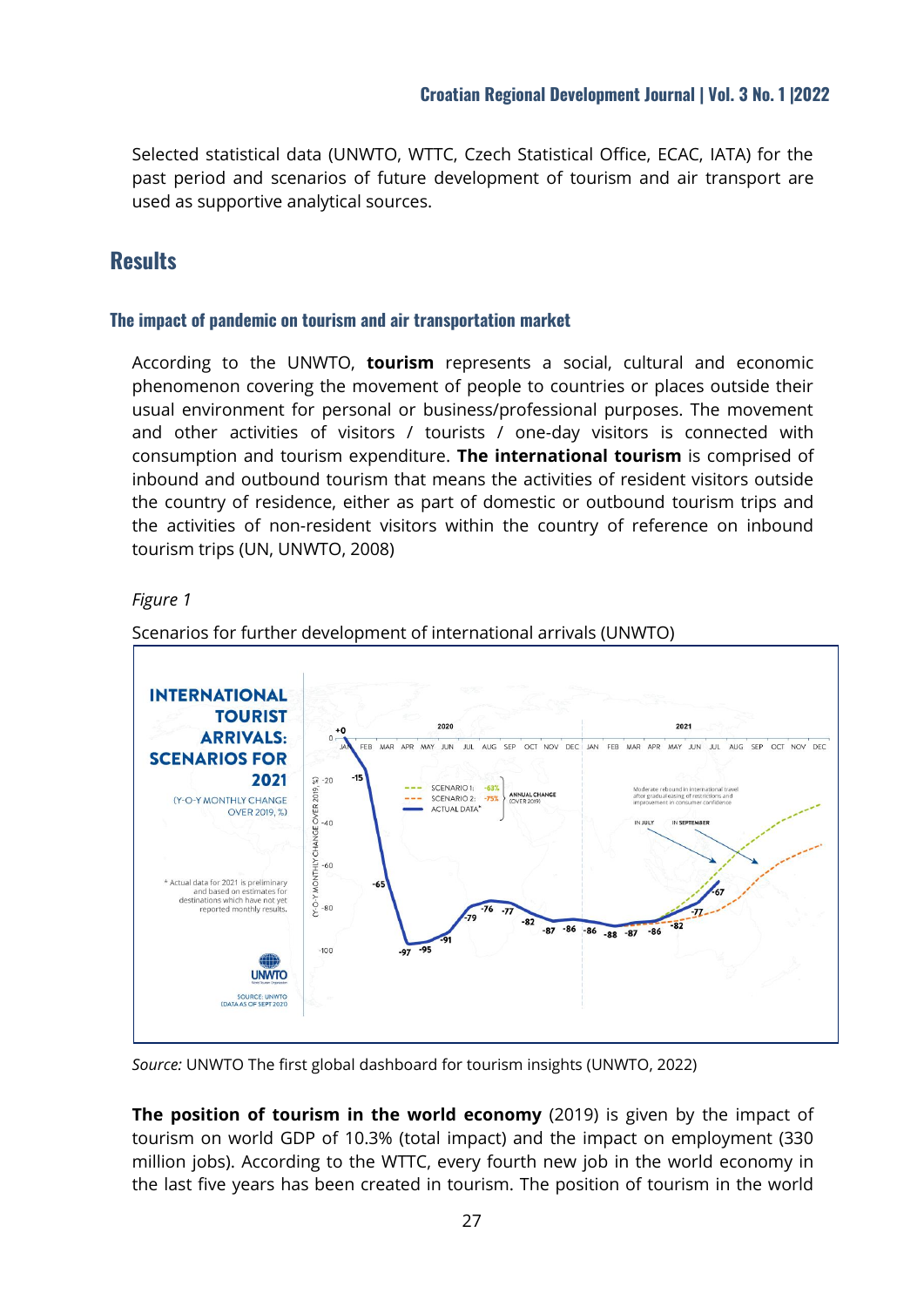Selected statistical data (UNWTO, WTTC, Czech Statistical Office, ECAC, IATA) for the past period and scenarios of future development of tourism and air transport are used as supportive analytical sources.

## Results

### The impact of pandemic on tourism and air transportation market

According to the UNWTO, **tourism** represents a social, cultural and economic phenomenon covering the movement of people to countries or places outside their usual environment for personal or business/professional purposes. The movement and other activities of visitors / tourists / one-day visitors is connected with consumption and tourism expenditure. **The international tourism** is comprised of inbound and outbound tourism that means the activities of resident visitors outside the country of residence, either as part of domestic or outbound tourism trips and the activities of non-resident visitors within the country of reference on inbound tourism trips (UN, UNWTO, 2008)

*Figure 1*

Scenarios for further development of international arrivals (UNWTO)

*Source:* UNWTO The first global dashboard for tourism insights (UNWTO, 2022)

**The position of tourism in the world economy** (2019) is given by the impact of tourism on world GDP of 10.3% (total impact) and the impact on employment (330 million jobs). According to the WTTC, every fourth new job in the world economy in the last five years has been created in tourism. The position of tourism in the world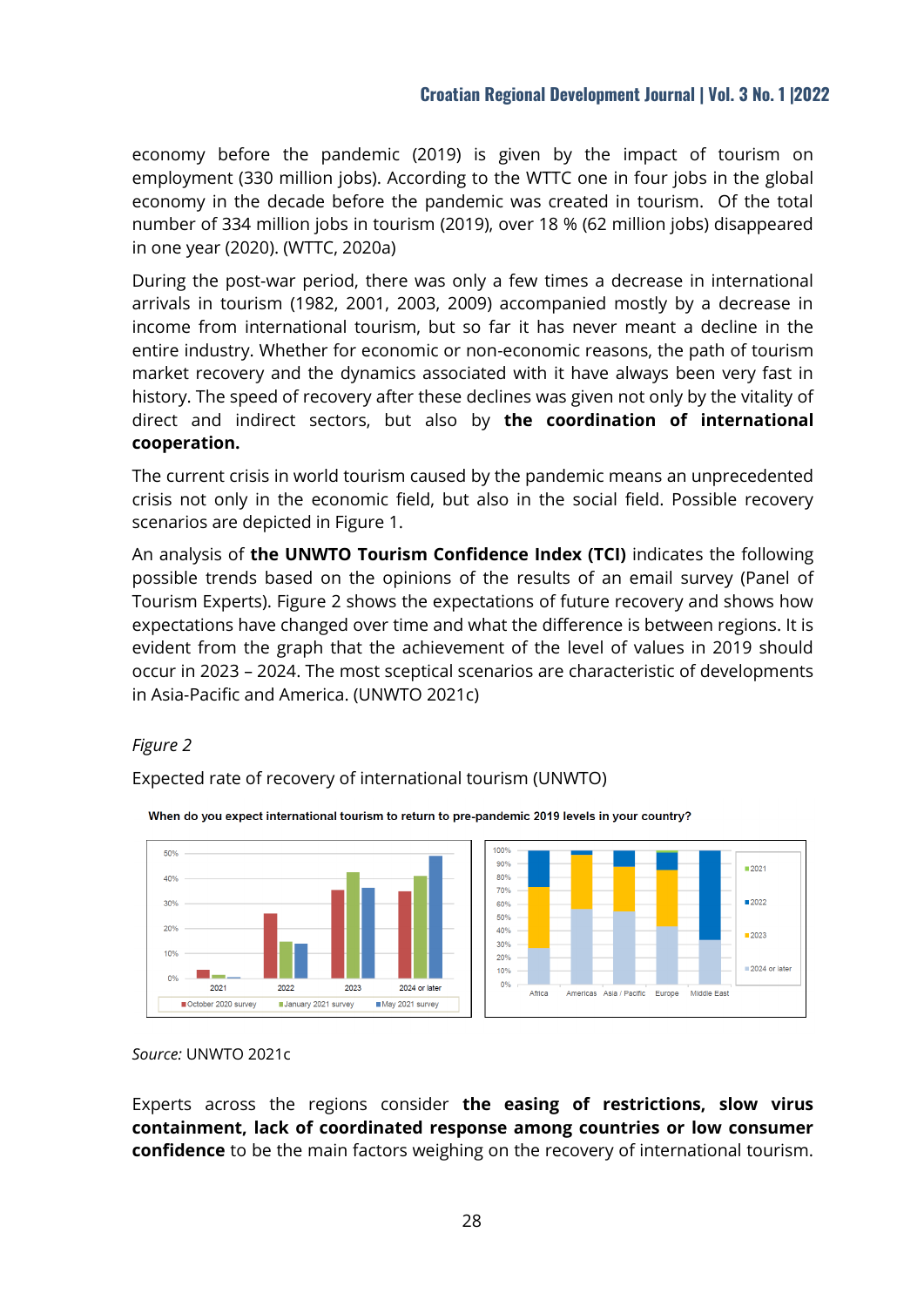economy before the pandemic (2019) is given by the impact of tourism on employment (330 million jobs). According to the WTTC one in four jobs in the global economy in the decade before the pandemic was created in tourism. Of the total number of 334 million jobs in tourism (2019), over 18 % (62 million jobs) disappeared in one year (2020). (WTTC, 2020a)

During the post-war period, there was only a few times a decrease in international arrivals in tourism (1982, 2001, 2003, 2009) accompanied mostly by a decrease in income from international tourism, but so far it has never meant a decline in the entire industry. Whether for economic or non-economic reasons, the path of tourism market recovery and the dynamics associated with it have always been very fast in history. The speed of recovery after these declines was given not only by the vitality of direct and indirect sectors, but also by **the coordination of international cooperation.**

The current crisis in world tourism caused by the pandemic means an unprecedented crisis not only in the economic field, but also in the social field. Possible recovery scenarios are depicted in Figure 1.

An analysis of **the UNWTO Tourism Confidence Index (TCI)** indicates the following possible trends based on the opinions of the results of an email survey (Panel of Tourism Experts). Figure 2 shows the expectations of future recovery and shows how expectations have changed over time and what the difference is between regions. It is evident from the graph that the achievement of the level of values in 2019 should occur in 2023 – 2024. The most sceptical scenarios are characteristic of developments in Asia-Pacific and America. (UNWTO 2021c)

*Figure 2*

Expected rate of recovery of international tourism (UNWTO)

When do you expect international tourism to return to pre-pandemic 2019 levels in your country?

*Source:* UNWTO 2021c

Experts across the regions consider **the easing of restrictions, slow virus containment, lack of coordinated response among countries or low consumer confidence** to be the main factors weighing on the recovery of international tourism.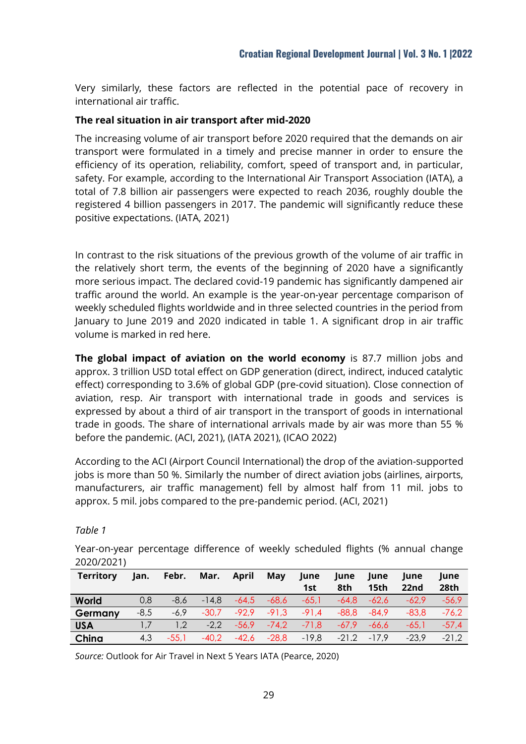Very similarly, these factors are reflected in the potential pace of recovery in international air traffic.

**The real situation in air transport after mid-2020**

The increasing volume of air transport before 2020 required that the demands on air transport were formulated in a timely and precise manner in order to ensure the efficiency of its operation, reliability, comfort, speed of transport and, in particular, safety. For example, according to the International Air Transport Association (IATA), a total of 7.8 billion air passengers were expected to reach 2036, roughly double the registered 4 billion passengers in 2017. The pandemic will significantly reduce these positive expectations. (IATA, 2021)

In contrast to the risk situations of the previous growth of the volume of air traffic in the relatively short term, the events of the beginning of 2020 have a significantly more serious impact. The declared covid-19 pandemic has significantly dampened air traffic around the world. An example is the year-on-year percentage comparison of weekly scheduled flights worldwide and in three selected countries in the period from January to June 2019 and 2020 indicated in table 1. A significant drop in air traffic volume is marked in red here.

**The global impact of aviation on the world economy** is 87.7 million jobs and approx. 3 trillion USD total effect on GDP generation (direct, indirect, induced catalytic effect) corresponding to 3.6% of global GDP (pre-covid situation). Close connection of aviation, resp. Air transport with international trade in goods and services is expressed by about a third of air transport in the transport of goods in international trade in goods. The share of international arrivals made by air was more than 55 % before the pandemic. (ACI, 2021), (IATA 2021), (ICAO 2022)

According to the ACI (Airport Council International) the drop of the aviation-supported jobs is more than 50 %. Similarly the number of direct aviation jobs (airlines, airports, manufacturers, air traffic management) fell by almost half from 11 mil. jobs to approx. 5 mil. jobs compared to the pre-pandemic period. (ACI, 2021)

*Table 1*

Year-on-year percentage difference of weekly scheduled flights (% annual change 2020/2021)

| Territory | Jan. | Febr. | Mar. | April | May | June 1st | June 8th | June 15th | June 22nd | June 28th |
|---|---|---|---|---|---|---|---|---|---|---|
| **World** | 0,8 | -8,6 | -14,8 | -64,5 | -68,6 | -65,1 | -64,8 | -62,6 | -62,9 | -56,9 |
| **Germany** | -8,5 | -6,9 | -30,7 | -92,9 | -91,3 | -91,4 | -88,8 | -84,9 | -83,8 | -76,2 |
| **USA** | 1,7 | 1,2 | -2,2 | -56,9 | -74,2 | -71,8 | -67,9 | -66,6 | -65,1 | -57,4 |
| **China** | 4,3 | -55,1 | -40,2 | -42,6 | -28,8 | -19,8 | -21,2 | -17,9 | -23,9 | -21,2 |

*Source:* Outlook for Air Travel in Next 5 Years IATA (Pearce, 2020)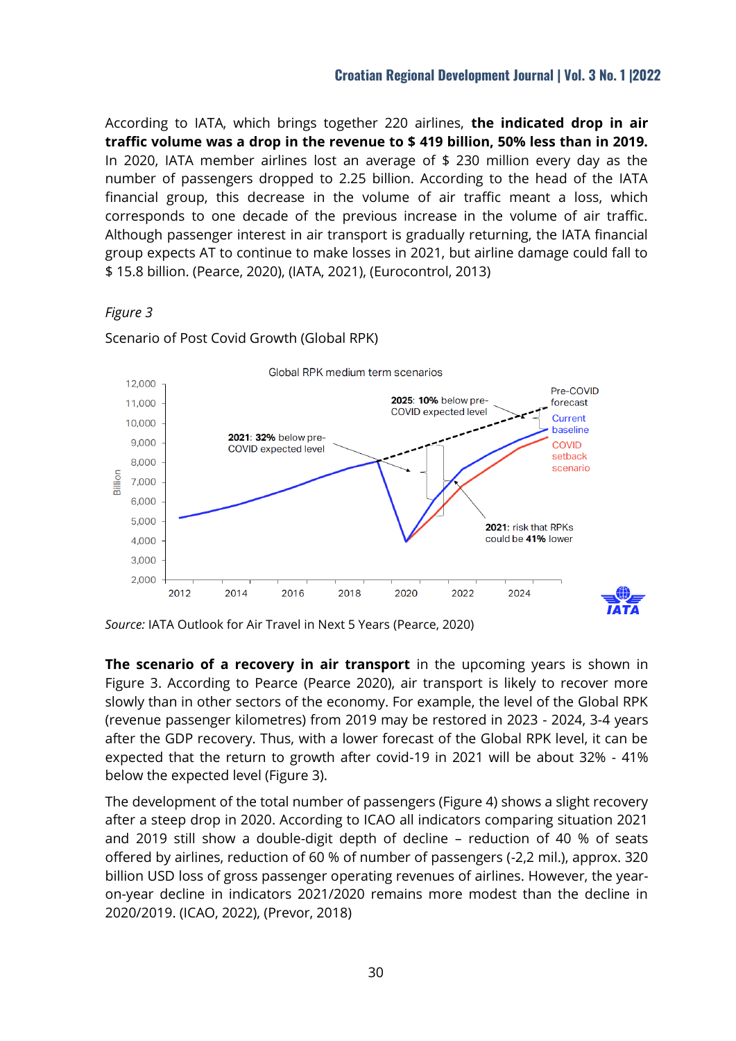According to IATA, which brings together 220 airlines, **the indicated drop in air traffic volume was a drop in the revenue to $ 419 billion, 50% less than in 2019.** In 2020, IATA member airlines lost an average of $ 230 million every day as the number of passengers dropped to 2.25 billion. According to the head of the IATA financial group, this decrease in the volume of air traffic meant a loss, which corresponds to one decade of the previous increase in the volume of air traffic. Although passenger interest in air transport is gradually returning, the IATA financial group expects AT to continue to make losses in 2021, but airline damage could fall to $ 15.8 billion. (Pearce, 2020), (IATA, 2021), (Eurocontrol, 2013)

*Figure 3*

Scenario of Post Covid Growth (Global RPK)

*Source:* IATA Outlook for Air Travel in Next 5 Years (Pearce, 2020)

**The scenario of a recovery in air transport** in the upcoming years is shown in Figure 3. According to Pearce (Pearce 2020), air transport is likely to recover more slowly than in other sectors of the economy. For example, the level of the Global RPK (revenue passenger kilometres) from 2019 may be restored in 2023 - 2024, 3-4 years after the GDP recovery. Thus, with a lower forecast of the Global RPK level, it can be expected that the return to growth after covid-19 in 2021 will be about 32% - 41% below the expected level (Figure 3).

The development of the total number of passengers (Figure 4) shows a slight recovery after a steep drop in 2020. According to ICAO all indicators comparing situation 2021 and 2019 still show a double-digit depth of decline – reduction of 40 % of seats offered by airlines, reduction of 60 % of number of passengers (-2,2 mil.), approx. 320 billion USD loss of gross passenger operating revenues of airlines. However, the year-on-year decline in indicators 2021/2020 remains more modest than the decline in 2020/2019. (ICAO, 2022), (Prevor, 2018)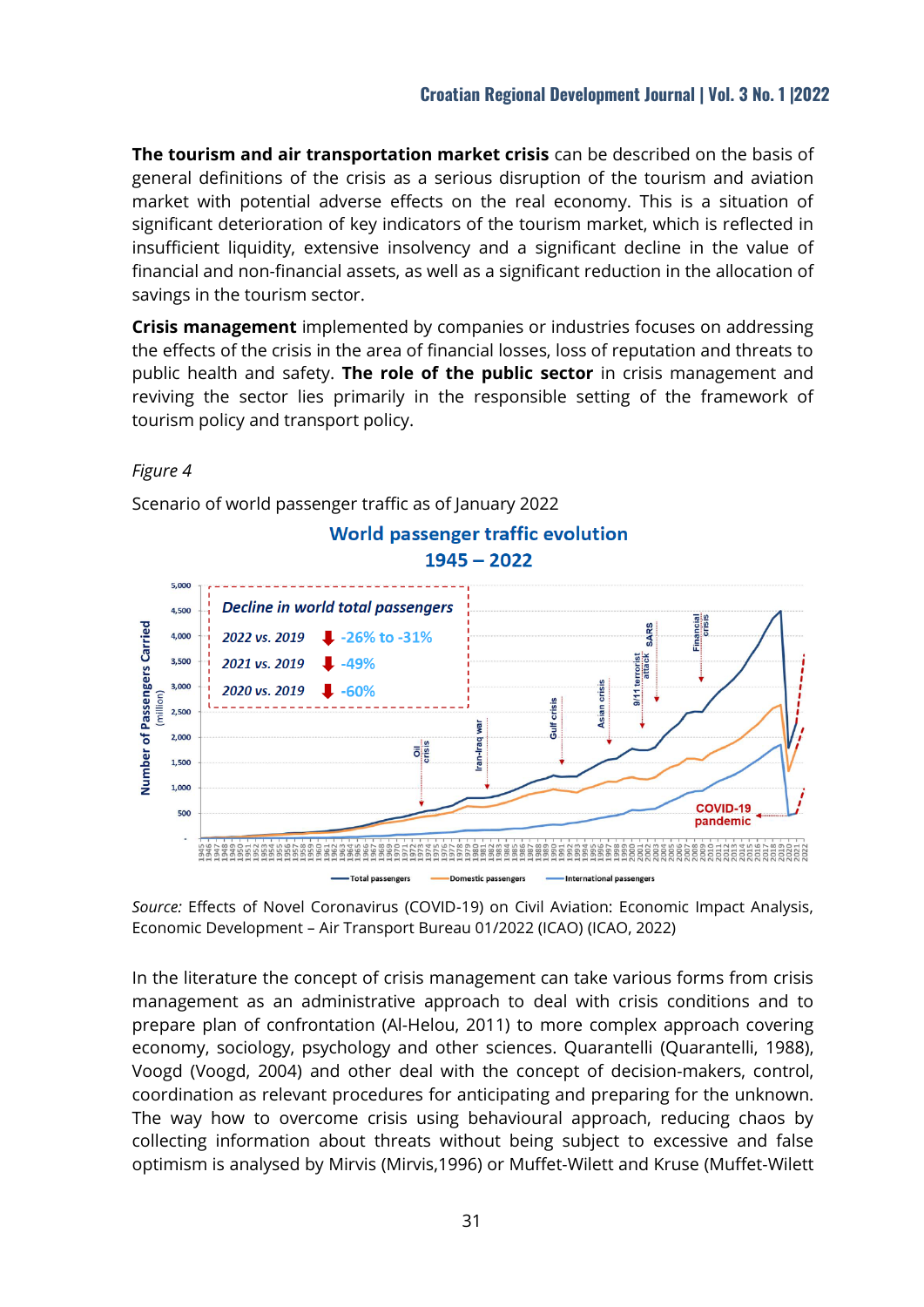**The tourism and air transportation market crisis** can be described on the basis of general definitions of the crisis as a serious disruption of the tourism and aviation market with potential adverse effects on the real economy. This is a situation of significant deterioration of key indicators of the tourism market, which is reflected in insufficient liquidity, extensive insolvency and a significant decline in the value of financial and non-financial assets, as well as a significant reduction in the allocation of savings in the tourism sector.

**Crisis management** implemented by companies or industries focuses on addressing the effects of the crisis in the area of financial losses, loss of reputation and threats to public health and safety. **The role of the public sector** in crisis management and reviving the sector lies primarily in the responsible setting of the framework of tourism policy and transport policy.

*Figure 4*

Scenario of world passenger traffic as of January 2022

*Source:* Effects of Novel Coronavirus (COVID-19) on Civil Aviation: Economic Impact Analysis, Economic Development – Air Transport Bureau 01/2022 (ICAO) (ICAO, 2022)

In the literature the concept of crisis management can take various forms from crisis management as an administrative approach to deal with crisis conditions and to prepare plan of confrontation (Al-Helou, 2011) to more complex approach covering economy, sociology, psychology and other sciences. Quarantelli (Quarantelli, 1988), Voogd (Voogd, 2004) and other deal with the concept of decision-makers, control, coordination as relevant procedures for anticipating and preparing for the unknown. The way how to overcome crisis using behavioural approach, reducing chaos by collecting information about threats without being subject to excessive and false optimism is analysed by Mirvis (Mirvis,1996) or Muffet-Wilett and Kruse (Muffet-Wilett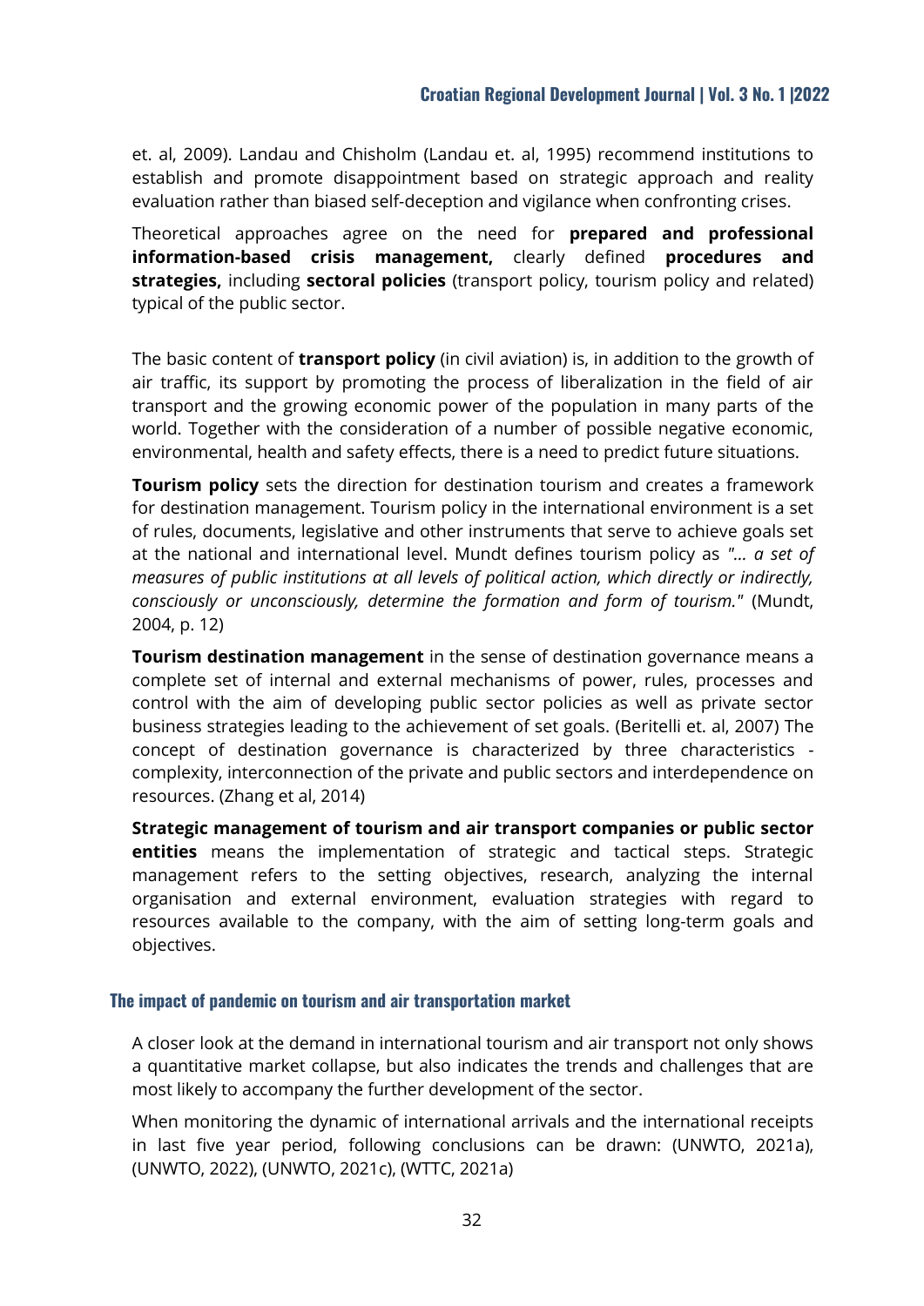et. al, 2009). Landau and Chisholm (Landau et. al, 1995) recommend institutions to establish and promote disappointment based on strategic approach and reality evaluation rather than biased self-deception and vigilance when confronting crises.

Theoretical approaches agree on the need for **prepared and professional information-based crisis management,** clearly defined **procedures and strategies,** including **sectoral policies** (transport policy, tourism policy and related) typical of the public sector.

The basic content of **transport policy** (in civil aviation) is, in addition to the growth of air traffic, its support by promoting the process of liberalization in the field of air transport and the growing economic power of the population in many parts of the world. Together with the consideration of a number of possible negative economic, environmental, health and safety effects, there is a need to predict future situations.

**Tourism policy** sets the direction for destination tourism and creates a framework for destination management. Tourism policy in the international environment is a set of rules, documents, legislative and other instruments that serve to achieve goals set at the national and international level. Mundt defines tourism policy as *"... a set of measures of public institutions at all levels of political action, which directly or indirectly, consciously or unconsciously, determine the formation and form of tourism."* (Mundt, 2004, p. 12)

**Tourism destination management** in the sense of destination governance means a complete set of internal and external mechanisms of power, rules, processes and control with the aim of developing public sector policies as well as private sector business strategies leading to the achievement of set goals. (Beritelli et. al, 2007) The concept of destination governance is characterized by three characteristics - complexity, interconnection of the private and public sectors and interdependence on resources. (Zhang et al, 2014)

**Strategic management of tourism and air transport companies or public sector entities** means the implementation of strategic and tactical steps. Strategic management refers to the setting objectives, research, analyzing the internal organisation and external environment, evaluation strategies with regard to resources available to the company, with the aim of setting long-term goals and objectives.

## The impact of pandemic on tourism and air transportation market

A closer look at the demand in international tourism and air transport not only shows a quantitative market collapse, but also indicates the trends and challenges that are most likely to accompany the further development of the sector.

When monitoring the dynamic of international arrivals and the international receipts in last five year period, following conclusions can be drawn: (UNWTO, 2021a), (UNWTO, 2022), (UNWTO, 2021c), (WTTC, 2021a)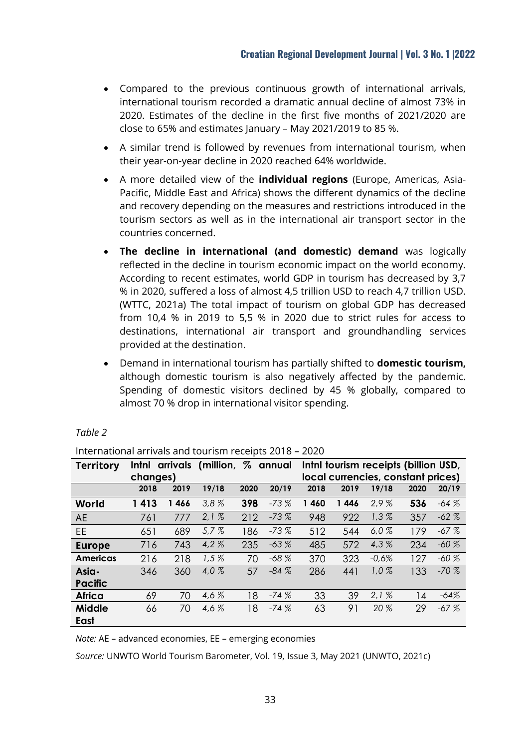- Compared to the previous continuous growth of international arrivals, international tourism recorded a dramatic annual decline of almost 73% in 2020. Estimates of the decline in the first five months of 2021/2020 are close to 65% and estimates January – May 2021/2019 to 85 %.
- A similar trend is followed by revenues from international tourism, when their year-on-year decline in 2020 reached 64% worldwide.
- A more detailed view of the **individual regions** (Europe, Americas, Asia-Pacific, Middle East and Africa) shows the different dynamics of the decline and recovery depending on the measures and restrictions introduced in the tourism sectors as well as in the international air transport sector in the countries concerned.
- **The decline in international (and domestic) demand** was logically reflected in the decline in tourism economic impact on the world economy. According to recent estimates, world GDP in tourism has decreased by 3,7 % in 2020, suffered a loss of almost 4,5 trillion USD to reach 4,7 trillion USD. (WTTC, 2021a) The total impact of tourism on global GDP has decreased from 10,4 % in 2019 to 5,5 % in 2020 due to strict rules for access to destinations, international air transport and groundhandling services provided at the destination.
- Demand in international tourism has partially shifted to **domestic tourism,** although domestic tourism is also negatively affected by the pandemic. Spending of domestic visitors declined by 45 % globally, compared to almost 70 % drop in international visitor spending.

*Table 2*

International arrivals and tourism receipts 2018 – 2020

| Territory | Intnl arrivals (million, % annual changes) | | | | | Intnl tourism receipts (billion USD, local currencies, constant prices) | | | | |
|---|---|---|---|---|---|---|---|---|---|---|
| | 2018 | 2019 | 19/18 | 2020 | 20/19 | 2018 | 2019 | 19/18 | 2020 | 20/19 |
| **World** | **1 413** | **1 466** | *3,8 %* | **398** | *-73 %* | **1 460** | **1 446** | *2,9 %* | **536** | *-64 %* |
| AE | 761 | 777 | *2,1 %* | 212 | *-73 %* | 948 | 922 | *1,3 %* | 357 | *-62 %* |
| EE | 651 | 689 | *5,7 %* | 186 | *-73 %* | 512 | 544 | *6,0 %* | 179 | *-67 %* |
| **Europe** | 716 | 743 | *4,2 %* | 235 | *-63 %* | 485 | 572 | *4,3 %* | 234 | *-60 %* |
| **Americas** | 216 | 218 | *1,5 %* | 70 | *-68 %* | 370 | 323 | *-0,6%* | 127 | *-60 %* |
| **Asia-Pacific** | 346 | 360 | *4,0 %* | 57 | *-84 %* | 286 | 441 | *1,0 %* | 133 | *-70 %* |
| **Africa** | 69 | 70 | *4,6 %* | 18 | *-74 %* | 33 | 39 | *2,1 %* | 14 | *-64%* |
| **Middle East** | 66 | 70 | *4,6 %* | 18 | *-74 %* | 63 | 91 | *20 %* | 29 | *-67 %* |

*Note:* AE – advanced economies, EE – emerging economies

*Source:* UNWTO World Tourism Barometer, Vol. 19, Issue 3, May 2021 (UNWTO, 2021c)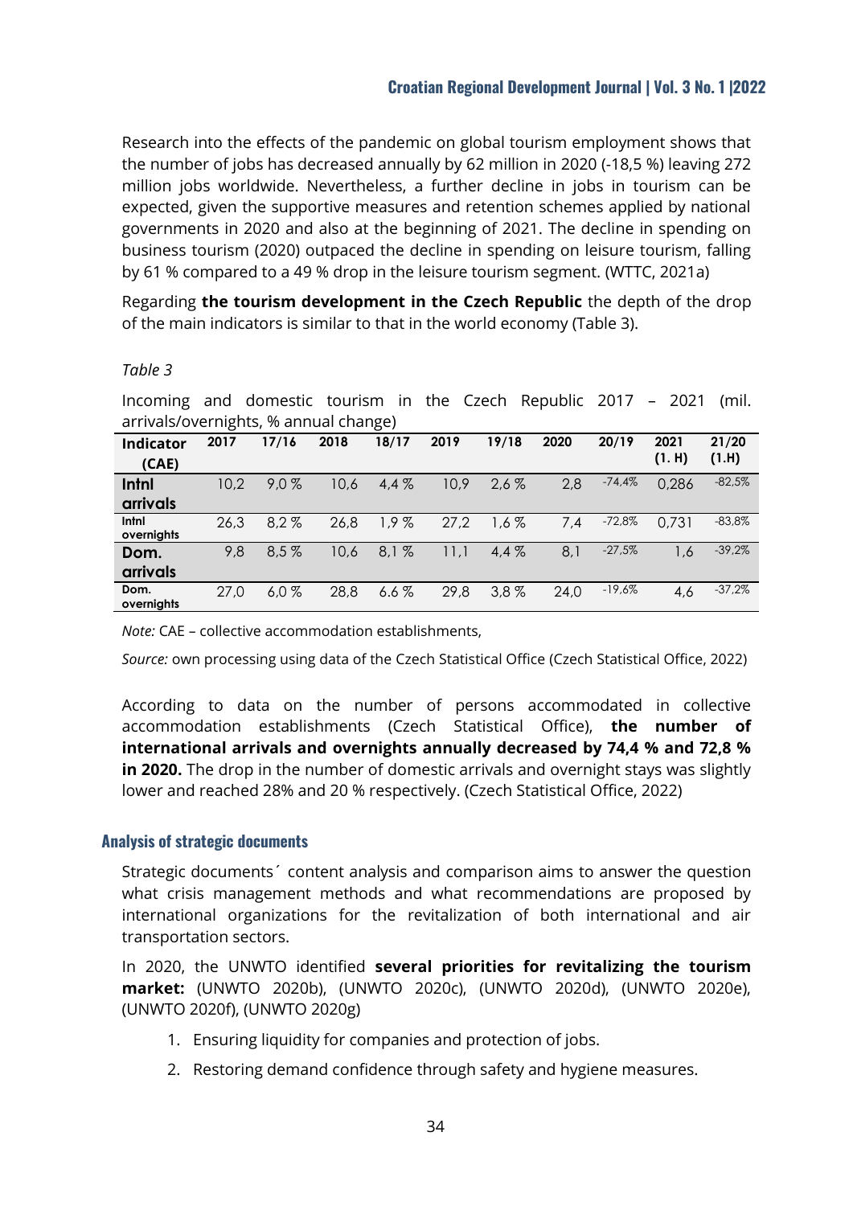Research into the effects of the pandemic on global tourism employment shows that the number of jobs has decreased annually by 62 million in 2020 (-18,5 %) leaving 272 million jobs worldwide. Nevertheless, a further decline in jobs in tourism can be expected, given the supportive measures and retention schemes applied by national governments in 2020 and also at the beginning of 2021. The decline in spending on business tourism (2020) outpaced the decline in spending on leisure tourism, falling by 61 % compared to a 49 % drop in the leisure tourism segment. (WTTC, 2021a)

Regarding **the tourism development in the Czech Republic** the depth of the drop of the main indicators is similar to that in the world economy (Table 3).

*Table 3*

Incoming and domestic tourism in the Czech Republic 2017 – 2021 (mil. arrivals/overnights, % annual change)

| Indicator (CAE) | 2017 | 17/16 | 2018 | 18/17 | 2019 | 19/18 | 2020 | 20/19 | 2021 (1. H) | 21/20 (1.H) |
|---|---|---|---|---|---|---|---|---|---|---|
| **Intnl arrivals** | 10,2 | 9,0 % | 10,6 | 4,4 % | 10,9 | 2,6 % | 2,8 | -74,4% | 0,286 | -82,5% |
| **Intnl overnights** | 26,3 | 8,2 % | 26,8 | 1,9 % | 27,2 | 1,6 % | 7,4 | -72,8% | 0,731 | -83,8% |
| **Dom. arrivals** | 9,8 | 8,5 % | 10,6 | 8,1 % | 11,1 | 4,4 % | 8,1 | -27,5% | 1,6 | -39,2% |
| **Dom. overnights** | 27,0 | 6,0 % | 28,8 | 6.6 % | 29,8 | 3,8 % | 24,0 | -19,6% | 4,6 | -37,2% |

*Note:* CAE – collective accommodation establishments,

*Source:* own processing using data of the Czech Statistical Office (Czech Statistical Office, 2022)

According to data on the number of persons accommodated in collective accommodation establishments (Czech Statistical Office), **the number of international arrivals and overnights annually decreased by 74,4 % and 72,8 % in 2020.** The drop in the number of domestic arrivals and overnight stays was slightly lower and reached 28% and 20 % respectively. (Czech Statistical Office, 2022)

### Analysis of strategic documents

Strategic documents´ content analysis and comparison aims to answer the question what crisis management methods and what recommendations are proposed by international organizations for the revitalization of both international and air transportation sectors.

In 2020, the UNWTO identified **several priorities for revitalizing the tourism market:** (UNWTO 2020b), (UNWTO 2020c), (UNWTO 2020d), (UNWTO 2020e), (UNWTO 2020f), (UNWTO 2020g)

1. Ensuring liquidity for companies and protection of jobs.
2. Restoring demand confidence through safety and hygiene measures.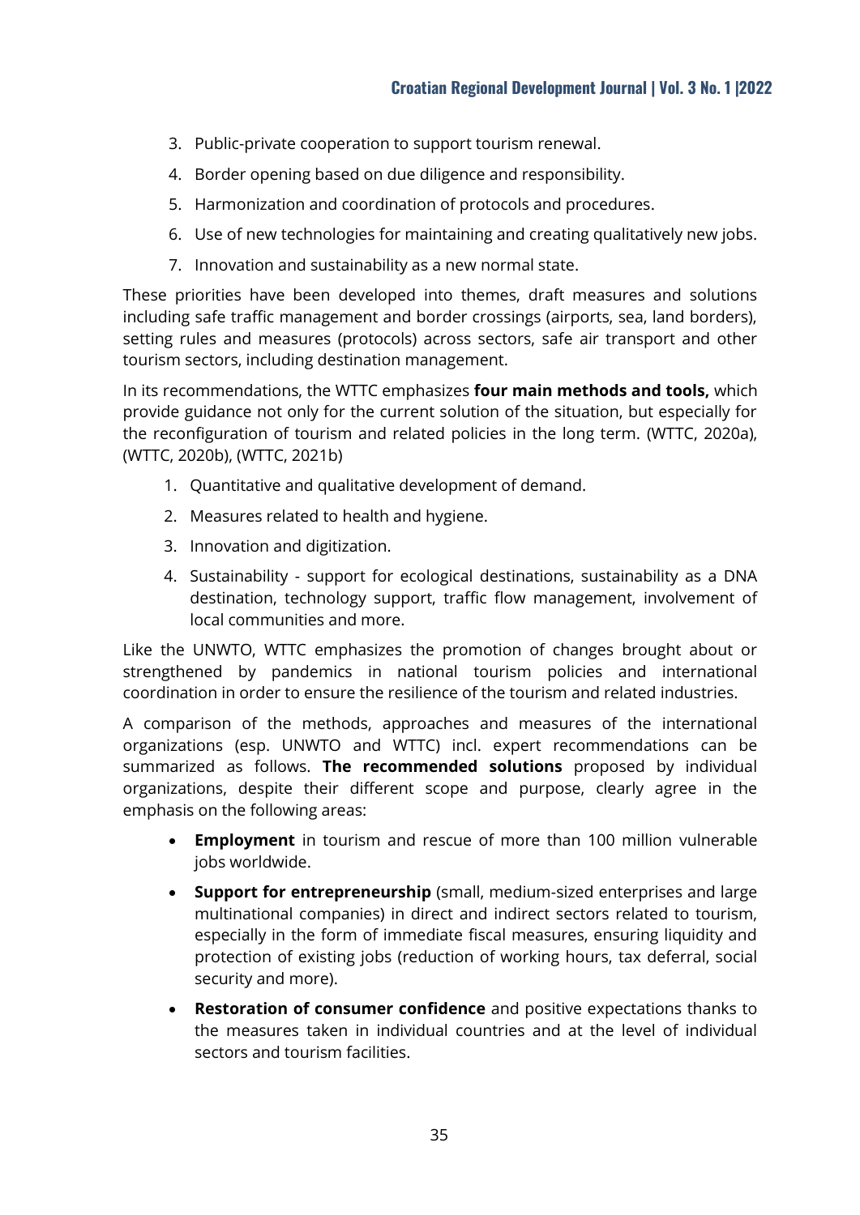3. Public-private cooperation to support tourism renewal.
4. Border opening based on due diligence and responsibility.
5. Harmonization and coordination of protocols and procedures.
6. Use of new technologies for maintaining and creating qualitatively new jobs.
7. Innovation and sustainability as a new normal state.

These priorities have been developed into themes, draft measures and solutions including safe traffic management and border crossings (airports, sea, land borders), setting rules and measures (protocols) across sectors, safe air transport and other tourism sectors, including destination management.

In its recommendations, the WTTC emphasizes **four main methods and tools,** which provide guidance not only for the current solution of the situation, but especially for the reconfiguration of tourism and related policies in the long term. (WTTC, 2020a), (WTTC, 2020b), (WTTC, 2021b)

1. Quantitative and qualitative development of demand.
2. Measures related to health and hygiene.
3. Innovation and digitization.
4. Sustainability - support for ecological destinations, sustainability as a DNA destination, technology support, traffic flow management, involvement of local communities and more.

Like the UNWTO, WTTC emphasizes the promotion of changes brought about or strengthened by pandemics in national tourism policies and international coordination in order to ensure the resilience of the tourism and related industries.

A comparison of the methods, approaches and measures of the international organizations (esp. UNWTO and WTTC) incl. expert recommendations can be summarized as follows. **The recommended solutions** proposed by individual organizations, despite their different scope and purpose, clearly agree in the emphasis on the following areas:

- **Employment** in tourism and rescue of more than 100 million vulnerable jobs worldwide.
- **Support for entrepreneurship** (small, medium-sized enterprises and large multinational companies) in direct and indirect sectors related to tourism, especially in the form of immediate fiscal measures, ensuring liquidity and protection of existing jobs (reduction of working hours, tax deferral, social security and more).
- **Restoration of consumer confidence** and positive expectations thanks to the measures taken in individual countries and at the level of individual sectors and tourism facilities.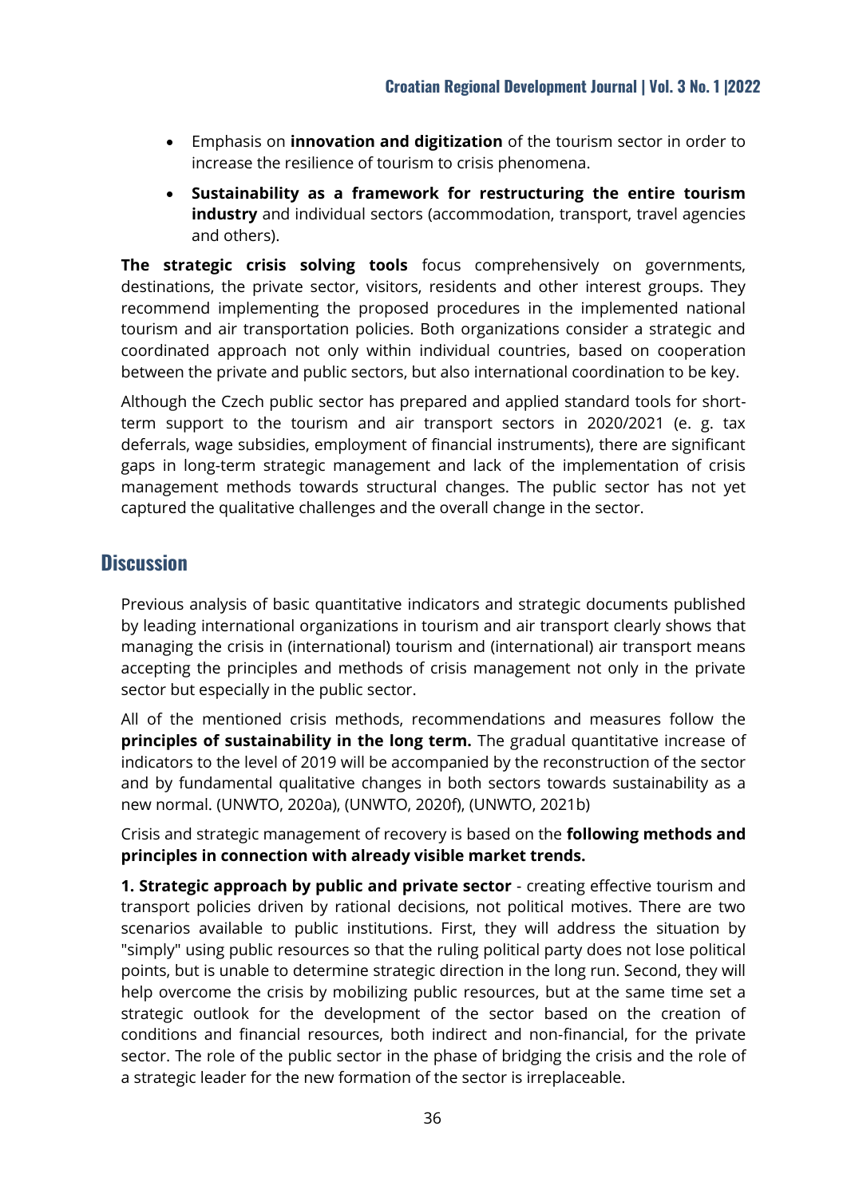- Emphasis on **innovation and digitization** of the tourism sector in order to increase the resilience of tourism to crisis phenomena.
- **Sustainability as a framework for restructuring the entire tourism industry** and individual sectors (accommodation, transport, travel agencies and others).

**The strategic crisis solving tools** focus comprehensively on governments, destinations, the private sector, visitors, residents and other interest groups. They recommend implementing the proposed procedures in the implemented national tourism and air transportation policies. Both organizations consider a strategic and coordinated approach not only within individual countries, based on cooperation between the private and public sectors, but also international coordination to be key.

Although the Czech public sector has prepared and applied standard tools for short-term support to the tourism and air transport sectors in 2020/2021 (e. g. tax deferrals, wage subsidies, employment of financial instruments), there are significant gaps in long-term strategic management and lack of the implementation of crisis management methods towards structural changes. The public sector has not yet captured the qualitative challenges and the overall change in the sector.

## Discussion

Previous analysis of basic quantitative indicators and strategic documents published by leading international organizations in tourism and air transport clearly shows that managing the crisis in (international) tourism and (international) air transport means accepting the principles and methods of crisis management not only in the private sector but especially in the public sector.

All of the mentioned crisis methods, recommendations and measures follow the **principles of sustainability in the long term.** The gradual quantitative increase of indicators to the level of 2019 will be accompanied by the reconstruction of the sector and by fundamental qualitative changes in both sectors towards sustainability as a new normal. (UNWTO, 2020a), (UNWTO, 2020f), (UNWTO, 2021b)

Crisis and strategic management of recovery is based on the **following methods and principles in connection with already visible market trends.**

**1. Strategic approach by public and private sector** - creating effective tourism and transport policies driven by rational decisions, not political motives. There are two scenarios available to public institutions. First, they will address the situation by "simply" using public resources so that the ruling political party does not lose political points, but is unable to determine strategic direction in the long run. Second, they will help overcome the crisis by mobilizing public resources, but at the same time set a strategic outlook for the development of the sector based on the creation of conditions and financial resources, both indirect and non-financial, for the private sector. The role of the public sector in the phase of bridging the crisis and the role of a strategic leader for the new formation of the sector is irreplaceable.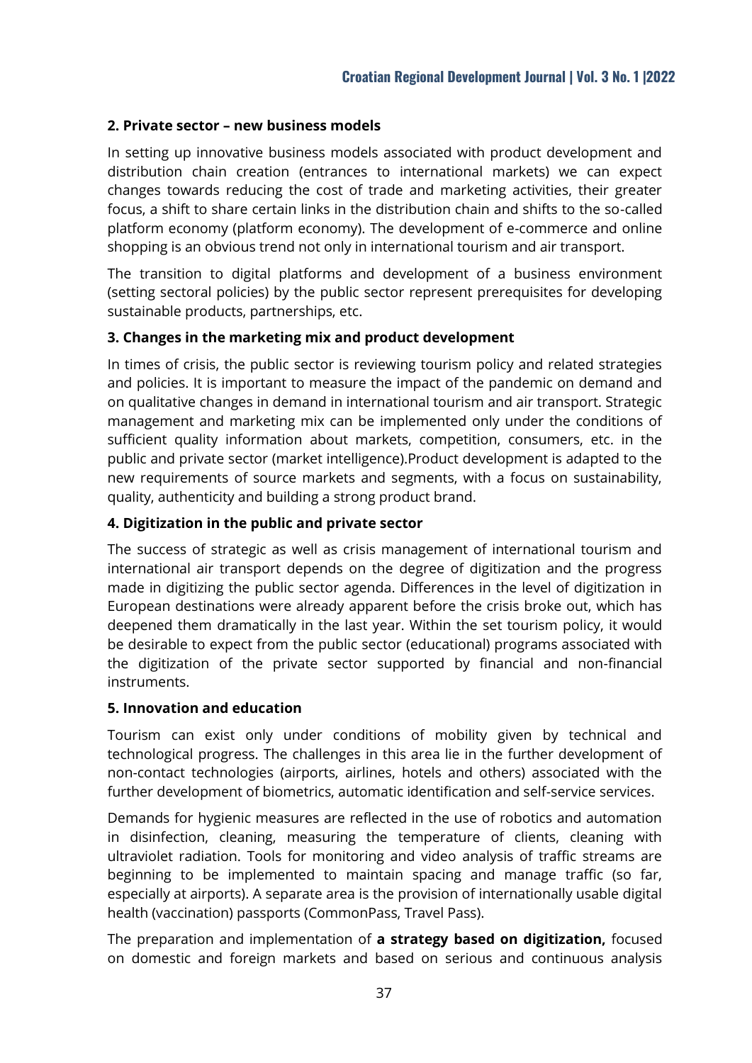**2. Private sector – new business models**

In setting up innovative business models associated with product development and distribution chain creation (entrances to international markets) we can expect changes towards reducing the cost of trade and marketing activities, their greater focus, a shift to share certain links in the distribution chain and shifts to the so-called platform economy (platform economy). The development of e-commerce and online shopping is an obvious trend not only in international tourism and air transport.

The transition to digital platforms and development of a business environment (setting sectoral policies) by the public sector represent prerequisites for developing sustainable products, partnerships, etc.

**3. Changes in the marketing mix and product development**

In times of crisis, the public sector is reviewing tourism policy and related strategies and policies. It is important to measure the impact of the pandemic on demand and on qualitative changes in demand in international tourism and air transport. Strategic management and marketing mix can be implemented only under the conditions of sufficient quality information about markets, competition, consumers, etc. in the public and private sector (market intelligence).Product development is adapted to the new requirements of source markets and segments, with a focus on sustainability, quality, authenticity and building a strong product brand.

**4. Digitization in the public and private sector**

The success of strategic as well as crisis management of international tourism and international air transport depends on the degree of digitization and the progress made in digitizing the public sector agenda. Differences in the level of digitization in European destinations were already apparent before the crisis broke out, which has deepened them dramatically in the last year. Within the set tourism policy, it would be desirable to expect from the public sector (educational) programs associated with the digitization of the private sector supported by financial and non-financial instruments.

**5. Innovation and education**

Tourism can exist only under conditions of mobility given by technical and technological progress. The challenges in this area lie in the further development of non-contact technologies (airports, airlines, hotels and others) associated with the further development of biometrics, automatic identification and self-service services.

Demands for hygienic measures are reflected in the use of robotics and automation in disinfection, cleaning, measuring the temperature of clients, cleaning with ultraviolet radiation. Tools for monitoring and video analysis of traffic streams are beginning to be implemented to maintain spacing and manage traffic (so far, especially at airports). A separate area is the provision of internationally usable digital health (vaccination) passports (CommonPass, Travel Pass).

The preparation and implementation of **a strategy based on digitization,** focused on domestic and foreign markets and based on serious and continuous analysis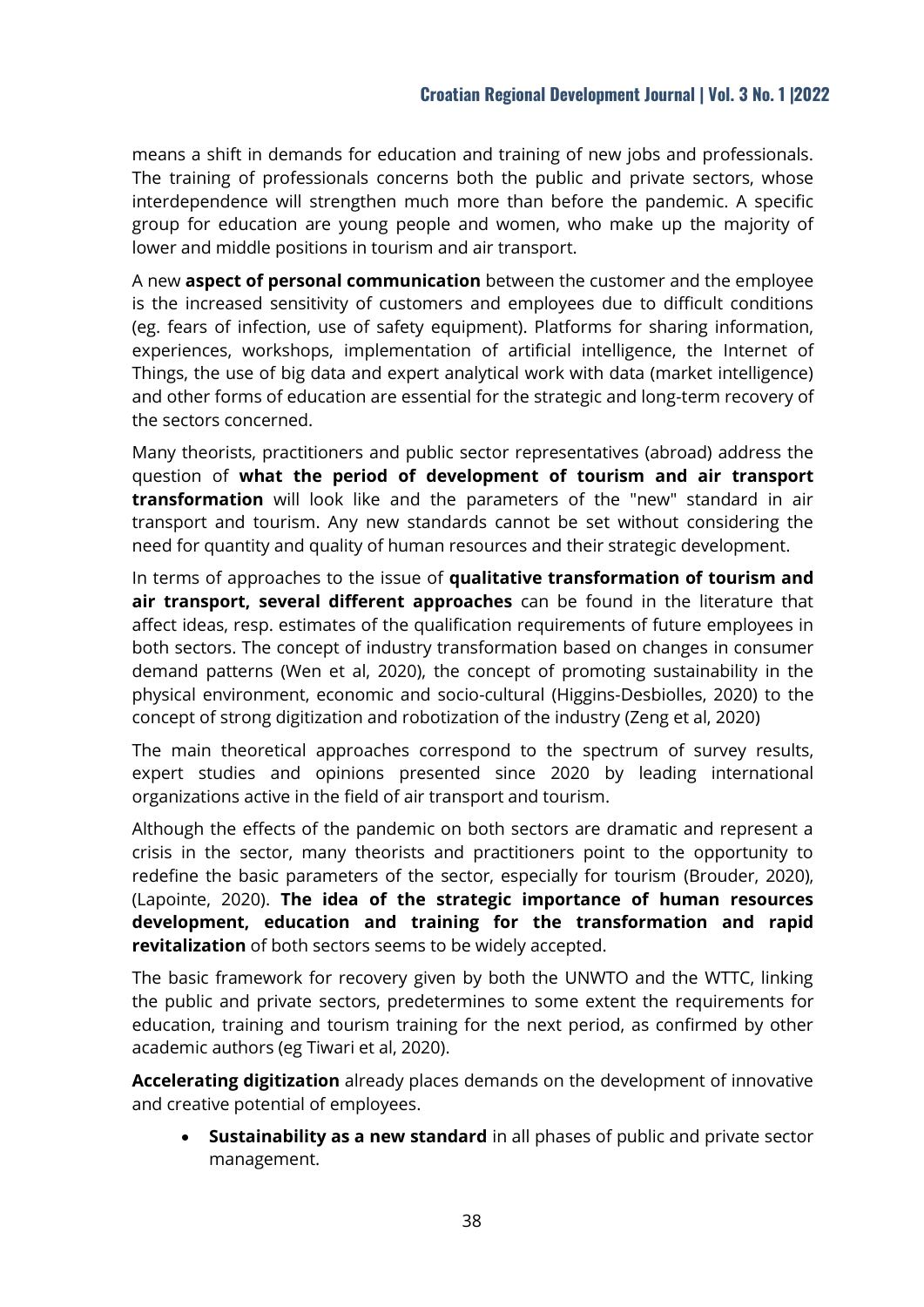means a shift in demands for education and training of new jobs and professionals. The training of professionals concerns both the public and private sectors, whose interdependence will strengthen much more than before the pandemic. A specific group for education are young people and women, who make up the majority of lower and middle positions in tourism and air transport.

A new **aspect of personal communication** between the customer and the employee is the increased sensitivity of customers and employees due to difficult conditions (eg. fears of infection, use of safety equipment). Platforms for sharing information, experiences, workshops, implementation of artificial intelligence, the Internet of Things, the use of big data and expert analytical work with data (market intelligence) and other forms of education are essential for the strategic and long-term recovery of the sectors concerned.

Many theorists, practitioners and public sector representatives (abroad) address the question of **what the period of development of tourism and air transport transformation** will look like and the parameters of the "new" standard in air transport and tourism. Any new standards cannot be set without considering the need for quantity and quality of human resources and their strategic development.

In terms of approaches to the issue of **qualitative transformation of tourism and air transport, several different approaches** can be found in the literature that affect ideas, resp. estimates of the qualification requirements of future employees in both sectors. The concept of industry transformation based on changes in consumer demand patterns (Wen et al, 2020), the concept of promoting sustainability in the physical environment, economic and socio-cultural (Higgins-Desbiolles, 2020) to the concept of strong digitization and robotization of the industry (Zeng et al, 2020)

The main theoretical approaches correspond to the spectrum of survey results, expert studies and opinions presented since 2020 by leading international organizations active in the field of air transport and tourism.

Although the effects of the pandemic on both sectors are dramatic and represent a crisis in the sector, many theorists and practitioners point to the opportunity to redefine the basic parameters of the sector, especially for tourism (Brouder, 2020), (Lapointe, 2020). **The idea of the strategic importance of human resources development, education and training for the transformation and rapid revitalization** of both sectors seems to be widely accepted.

The basic framework for recovery given by both the UNWTO and the WTTC, linking the public and private sectors, predetermines to some extent the requirements for education, training and tourism training for the next period, as confirmed by other academic authors (eg Tiwari et al, 2020).

**Accelerating digitization** already places demands on the development of innovative and creative potential of employees.

- **Sustainability as a new standard** in all phases of public and private sector management.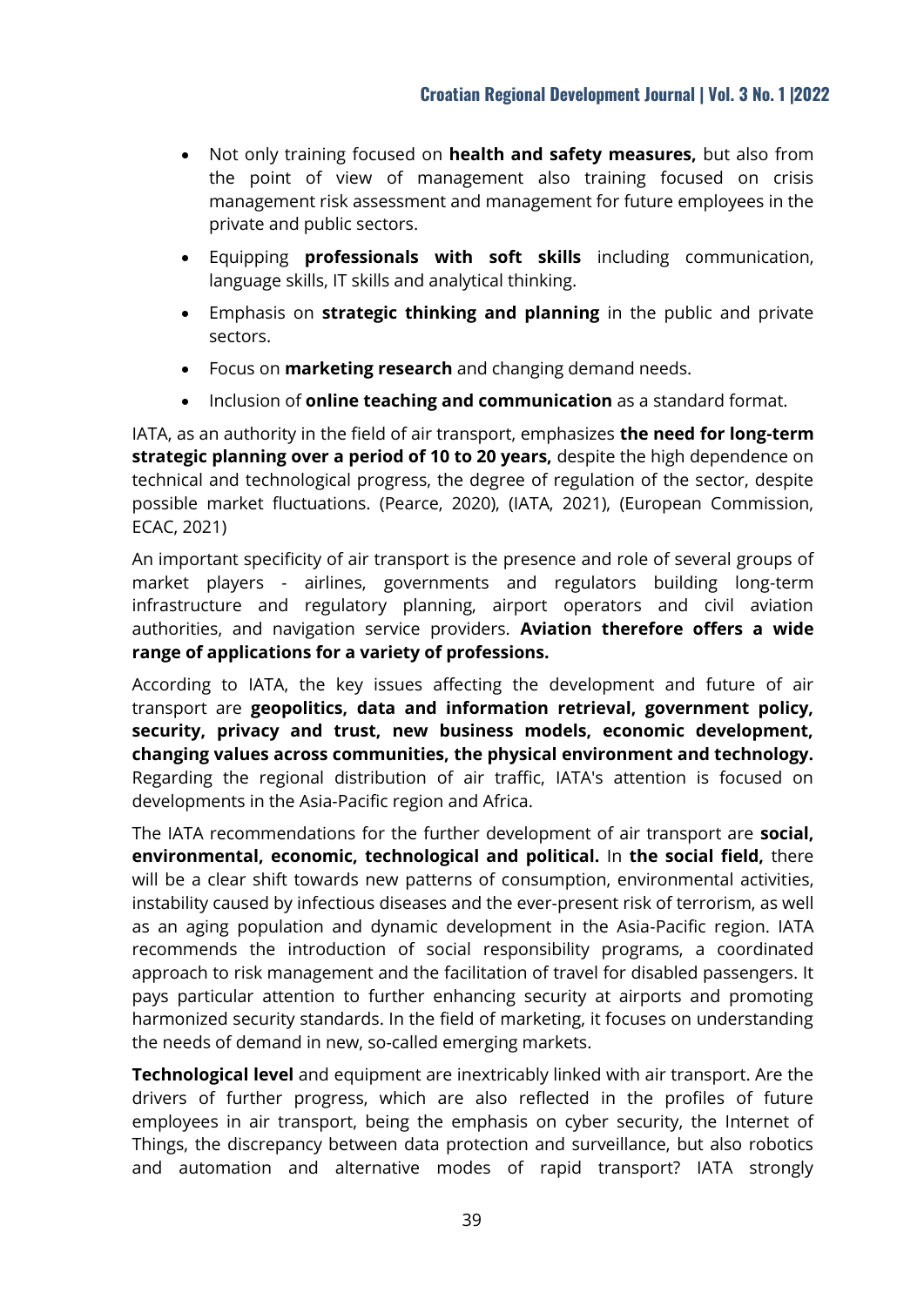- Not only training focused on **health and safety measures,** but also from the point of view of management also training focused on crisis management risk assessment and management for future employees in the private and public sectors.
- Equipping **professionals with soft skills** including communication, language skills, IT skills and analytical thinking.
- Emphasis on **strategic thinking and planning** in the public and private sectors.
- Focus on **marketing research** and changing demand needs.
- Inclusion of **online teaching and communication** as a standard format.

IATA, as an authority in the field of air transport, emphasizes **the need for long-term strategic planning over a period of 10 to 20 years,** despite the high dependence on technical and technological progress, the degree of regulation of the sector, despite possible market fluctuations. (Pearce, 2020), (IATA, 2021), (European Commission, ECAC, 2021)

An important specificity of air transport is the presence and role of several groups of market players - airlines, governments and regulators building long-term infrastructure and regulatory planning, airport operators and civil aviation authorities, and navigation service providers. **Aviation therefore offers a wide range of applications for a variety of professions.**

According to IATA, the key issues affecting the development and future of air transport are **geopolitics, data and information retrieval, government policy, security, privacy and trust, new business models, economic development, changing values across communities, the physical environment and technology.** Regarding the regional distribution of air traffic, IATA's attention is focused on developments in the Asia-Pacific region and Africa.

The IATA recommendations for the further development of air transport are **social, environmental, economic, technological and political.** In **the social field,** there will be a clear shift towards new patterns of consumption, environmental activities, instability caused by infectious diseases and the ever-present risk of terrorism, as well as an aging population and dynamic development in the Asia-Pacific region. IATA recommends the introduction of social responsibility programs, a coordinated approach to risk management and the facilitation of travel for disabled passengers. It pays particular attention to further enhancing security at airports and promoting harmonized security standards. In the field of marketing, it focuses on understanding the needs of demand in new, so-called emerging markets.

**Technological level** and equipment are inextricably linked with air transport. Are the drivers of further progress, which are also reflected in the profiles of future employees in air transport, being the emphasis on cyber security, the Internet of Things, the discrepancy between data protection and surveillance, but also robotics and automation and alternative modes of rapid transport? IATA strongly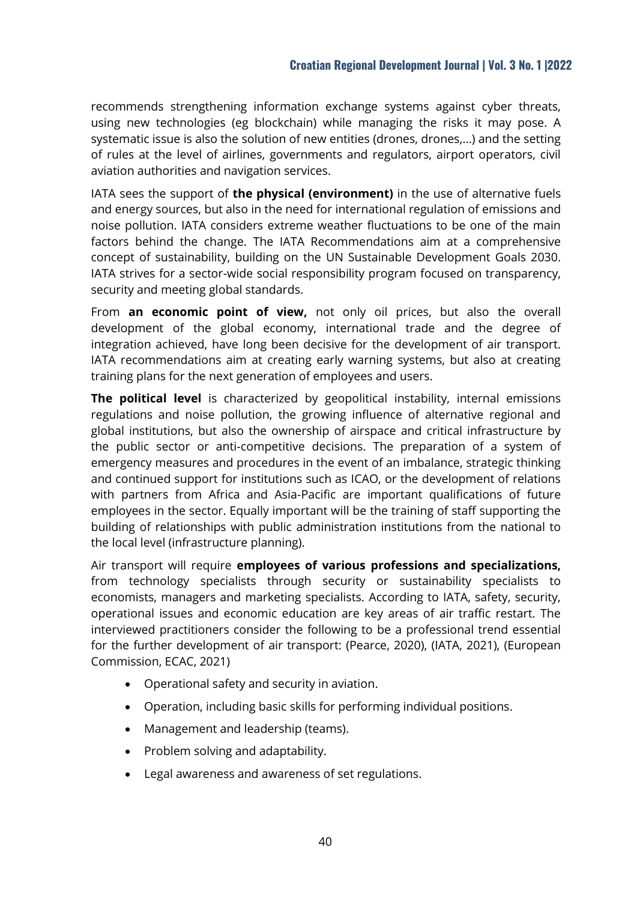recommends strengthening information exchange systems against cyber threats, using new technologies (eg blockchain) while managing the risks it may pose. A systematic issue is also the solution of new entities (drones, drones,...) and the setting of rules at the level of airlines, governments and regulators, airport operators, civil aviation authorities and navigation services.

IATA sees the support of **the physical (environment)** in the use of alternative fuels and energy sources, but also in the need for international regulation of emissions and noise pollution. IATA considers extreme weather fluctuations to be one of the main factors behind the change. The IATA Recommendations aim at a comprehensive concept of sustainability, building on the UN Sustainable Development Goals 2030. IATA strives for a sector-wide social responsibility program focused on transparency, security and meeting global standards.

From **an economic point of view,** not only oil prices, but also the overall development of the global economy, international trade and the degree of integration achieved, have long been decisive for the development of air transport. IATA recommendations aim at creating early warning systems, but also at creating training plans for the next generation of employees and users.

**The political level** is characterized by geopolitical instability, internal emissions regulations and noise pollution, the growing influence of alternative regional and global institutions, but also the ownership of airspace and critical infrastructure by the public sector or anti-competitive decisions. The preparation of a system of emergency measures and procedures in the event of an imbalance, strategic thinking and continued support for institutions such as ICAO, or the development of relations with partners from Africa and Asia-Pacific are important qualifications of future employees in the sector. Equally important will be the training of staff supporting the building of relationships with public administration institutions from the national to the local level (infrastructure planning).

Air transport will require **employees of various professions and specializations,** from technology specialists through security or sustainability specialists to economists, managers and marketing specialists. According to IATA, safety, security, operational issues and economic education are key areas of air traffic restart. The interviewed practitioners consider the following to be a professional trend essential for the further development of air transport: (Pearce, 2020), (IATA, 2021), (European Commission, ECAC, 2021)

- Operational safety and security in aviation.
- Operation, including basic skills for performing individual positions.
- Management and leadership (teams).
- Problem solving and adaptability.
- Legal awareness and awareness of set regulations.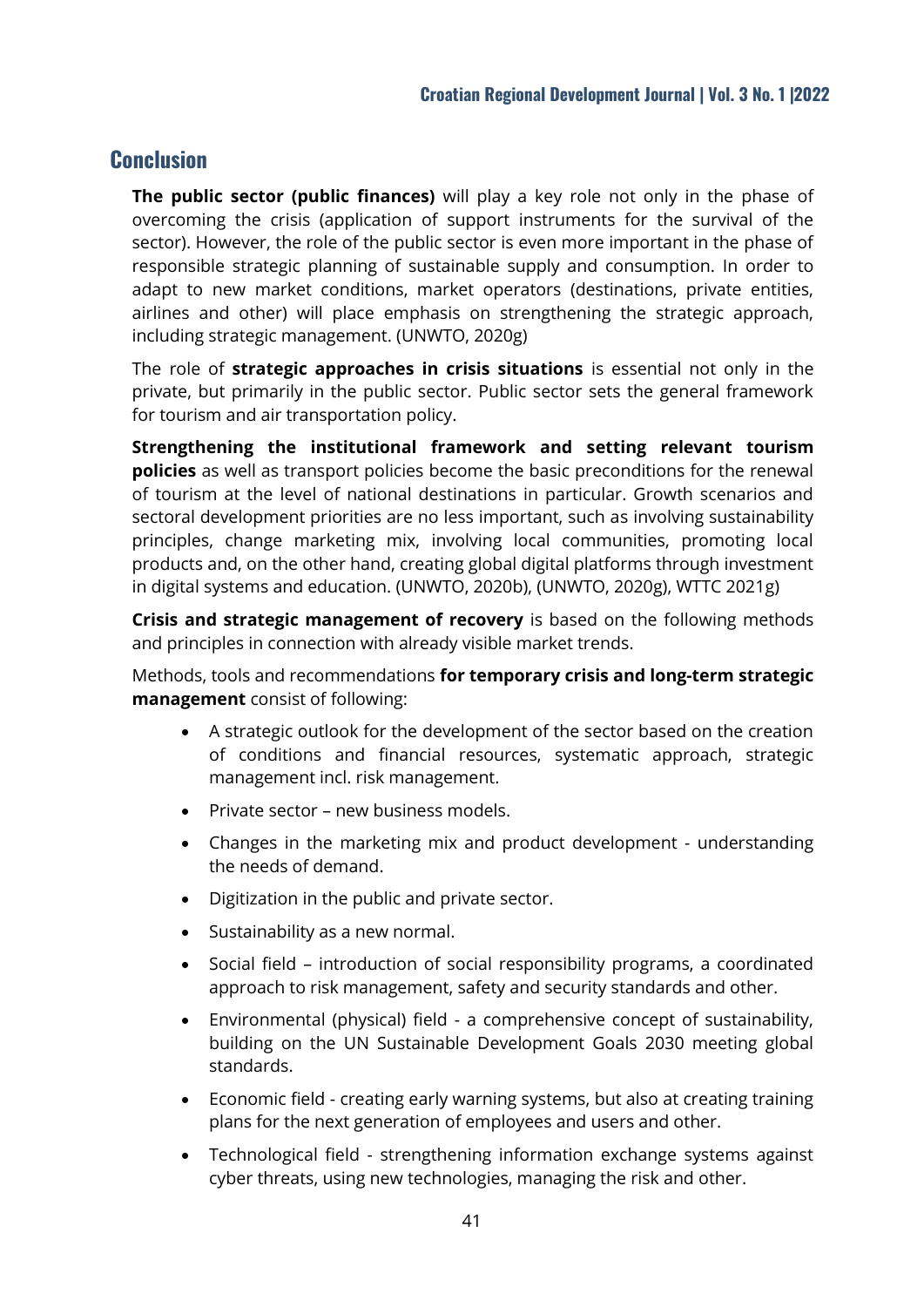## Conclusion

**The public sector (public finances)** will play a key role not only in the phase of overcoming the crisis (application of support instruments for the survival of the sector). However, the role of the public sector is even more important in the phase of responsible strategic planning of sustainable supply and consumption. In order to adapt to new market conditions, market operators (destinations, private entities, airlines and other) will place emphasis on strengthening the strategic approach, including strategic management. (UNWTO, 2020g)

The role of **strategic approaches in crisis situations** is essential not only in the private, but primarily in the public sector. Public sector sets the general framework for tourism and air transportation policy.

**Strengthening the institutional framework and setting relevant tourism policies** as well as transport policies become the basic preconditions for the renewal of tourism at the level of national destinations in particular. Growth scenarios and sectoral development priorities are no less important, such as involving sustainability principles, change marketing mix, involving local communities, promoting local products and, on the other hand, creating global digital platforms through investment in digital systems and education. (UNWTO, 2020b), (UNWTO, 2020g), WTTC 2021g)

**Crisis and strategic management of recovery** is based on the following methods and principles in connection with already visible market trends.

Methods, tools and recommendations **for temporary crisis and long-term strategic management** consist of following:

- A strategic outlook for the development of the sector based on the creation of conditions and financial resources, systematic approach, strategic management incl. risk management.
- Private sector – new business models.
- Changes in the marketing mix and product development - understanding the needs of demand.
- Digitization in the public and private sector.
- Sustainability as a new normal.
- Social field – introduction of social responsibility programs, a coordinated approach to risk management, safety and security standards and other.
- Environmental (physical) field - a comprehensive concept of sustainability, building on the UN Sustainable Development Goals 2030 meeting global standards.
- Economic field - creating early warning systems, but also at creating training plans for the next generation of employees and users and other.
- Technological field - strengthening information exchange systems against cyber threats, using new technologies, managing the risk and other.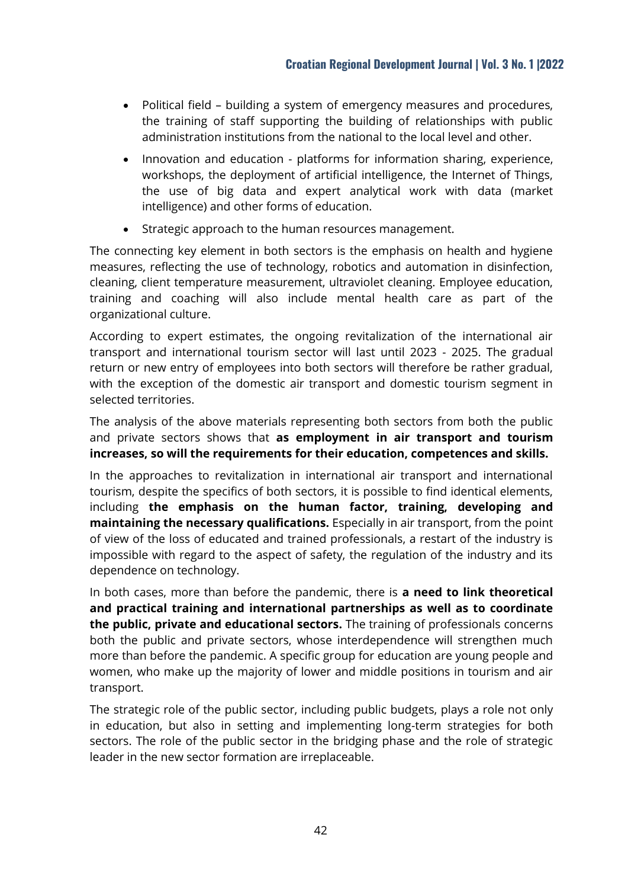- Political field – building a system of emergency measures and procedures, the training of staff supporting the building of relationships with public administration institutions from the national to the local level and other.
- Innovation and education - platforms for information sharing, experience, workshops, the deployment of artificial intelligence, the Internet of Things, the use of big data and expert analytical work with data (market intelligence) and other forms of education.
- Strategic approach to the human resources management.

The connecting key element in both sectors is the emphasis on health and hygiene measures, reflecting the use of technology, robotics and automation in disinfection, cleaning, client temperature measurement, ultraviolet cleaning. Employee education, training and coaching will also include mental health care as part of the organizational culture.

According to expert estimates, the ongoing revitalization of the international air transport and international tourism sector will last until 2023 - 2025. The gradual return or new entry of employees into both sectors will therefore be rather gradual, with the exception of the domestic air transport and domestic tourism segment in selected territories.

The analysis of the above materials representing both sectors from both the public and private sectors shows that **as employment in air transport and tourism increases, so will the requirements for their education, competences and skills.**

In the approaches to revitalization in international air transport and international tourism, despite the specifics of both sectors, it is possible to find identical elements, including **the emphasis on the human factor, training, developing and maintaining the necessary qualifications.** Especially in air transport, from the point of view of the loss of educated and trained professionals, a restart of the industry is impossible with regard to the aspect of safety, the regulation of the industry and its dependence on technology.

In both cases, more than before the pandemic, there is **a need to link theoretical and practical training and international partnerships as well as to coordinate the public, private and educational sectors.** The training of professionals concerns both the public and private sectors, whose interdependence will strengthen much more than before the pandemic. A specific group for education are young people and women, who make up the majority of lower and middle positions in tourism and air transport.

The strategic role of the public sector, including public budgets, plays a role not only in education, but also in setting and implementing long-term strategies for both sectors. The role of the public sector in the bridging phase and the role of strategic leader in the new sector formation are irreplaceable.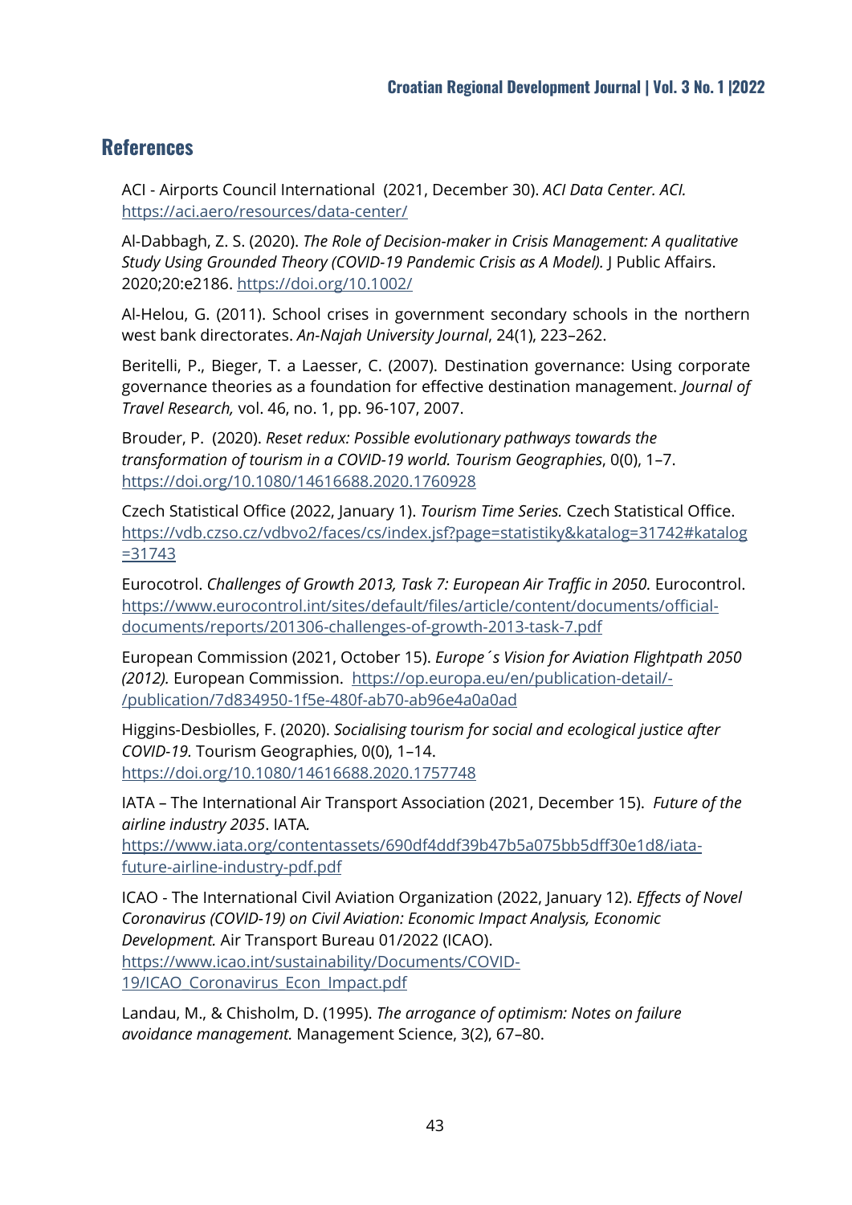## References

ACI - Airports Council International (2021, December 30). *ACI Data Center. ACI.* https://aci.aero/resources/data-center/

Al-Dabbagh, Z. S. (2020). *The Role of Decision-maker in Crisis Management: A qualitative Study Using Grounded Theory (COVID-19 Pandemic Crisis as A Model).* J Public Affairs. 2020;20:e2186. https://doi.org/10.1002/

Al-Helou, G. (2011). School crises in government secondary schools in the northern west bank directorates. *An-Najah University Journal*, 24(1), 223–262.

Beritelli, P., Bieger, T. a Laesser, C. (2007). Destination governance: Using corporate governance theories as a foundation for effective destination management. *Journal of Travel Research,* vol. 46, no. 1, pp. 96-107, 2007.

Brouder, P. (2020). *Reset redux: Possible evolutionary pathways towards the transformation of tourism in a COVID-19 world. Tourism Geographies*, 0(0), 1–7. https://doi.org/10.1080/14616688.2020.1760928

Czech Statistical Office (2022, January 1). *Tourism Time Series.* Czech Statistical Office. https://vdb.czso.cz/vdbvo2/faces/cs/index.jsf?page=statistiky&katalog=31742#katalog=31743

Eurocotrol. *Challenges of Growth 2013, Task 7: European Air Traffic in 2050.* Eurocontrol. https://www.eurocontrol.int/sites/default/files/article/content/documents/official-documents/reports/201306-challenges-of-growth-2013-task-7.pdf

European Commission (2021, October 15). *Europe´s Vision for Aviation Flightpath 2050 (2012).* European Commission. https://op.europa.eu/en/publication-detail/-/publication/7d834950-1f5e-480f-ab70-ab96e4a0a0ad

Higgins-Desbiolles, F. (2020). *Socialising tourism for social and ecological justice after COVID-19.* Tourism Geographies, 0(0), 1–14. https://doi.org/10.1080/14616688.2020.1757748

IATA – The International Air Transport Association (2021, December 15). *Future of the airline industry 2035*. IATA*.* https://www.iata.org/contentassets/690df4ddf39b47b5a075bb5dff30e1d8/iata-future-airline-industry-pdf.pdf

ICAO - The International Civil Aviation Organization (2022, January 12). *Effects of Novel Coronavirus (COVID-19) on Civil Aviation: Economic Impact Analysis, Economic Development.* Air Transport Bureau 01/2022 (ICAO). https://www.icao.int/sustainability/Documents/COVID-19/ICAO_Coronavirus_Econ_Impact.pdf

Landau, M., & Chisholm, D. (1995). *The arrogance of optimism: Notes on failure avoidance management.* Management Science, 3(2), 67–80.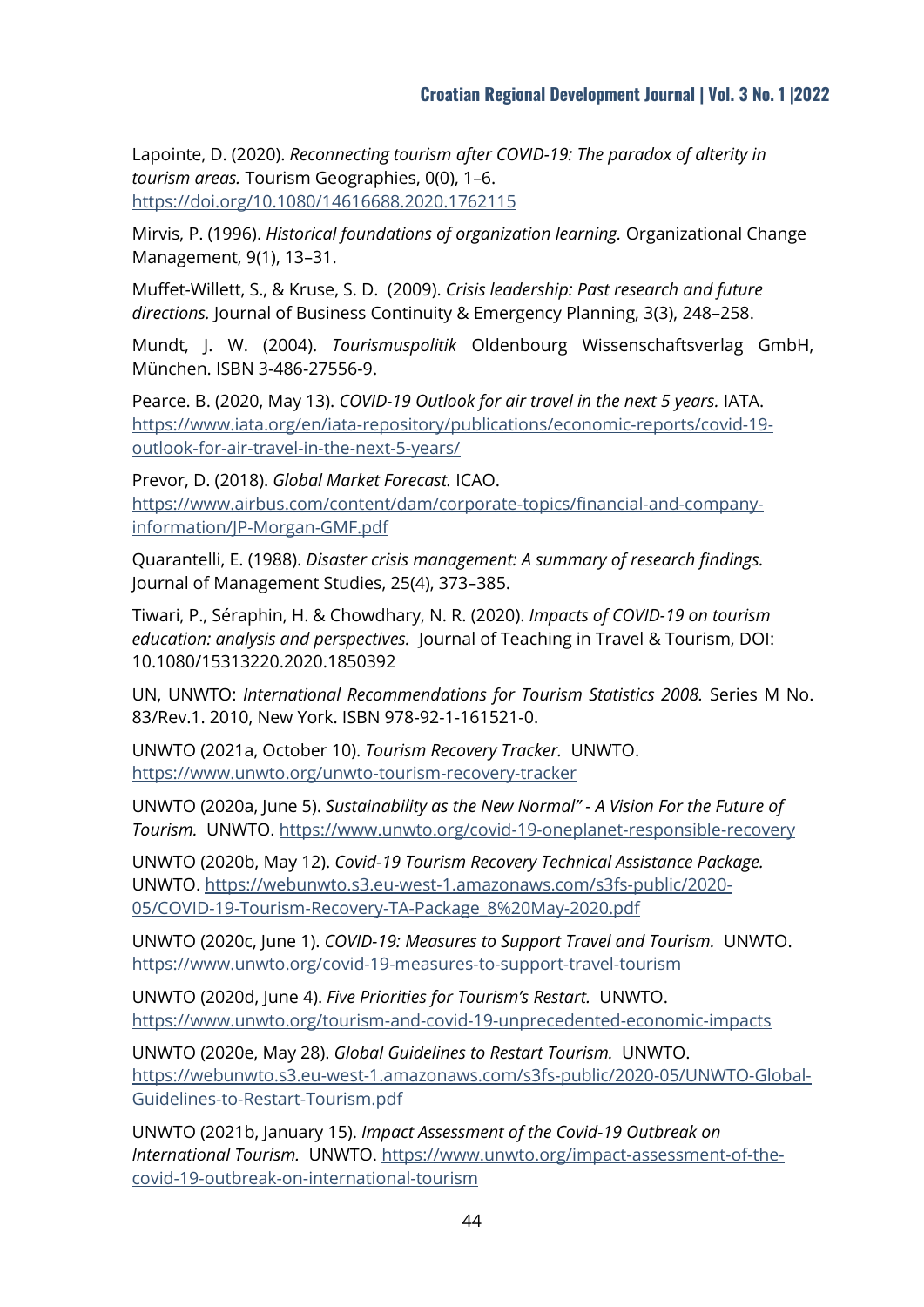Lapointe, D. (2020). *Reconnecting tourism after COVID-19: The paradox of alterity in tourism areas.* Tourism Geographies, 0(0), 1–6. https://doi.org/10.1080/14616688.2020.1762115

Mirvis, P. (1996). *Historical foundations of organization learning.* Organizational Change Management, 9(1), 13–31.

Muffet-Willett, S., & Kruse, S. D. (2009). *Crisis leadership: Past research and future directions.* Journal of Business Continuity & Emergency Planning, 3(3), 248–258.

Mundt, J. W. (2004). *Tourismuspolitik* Oldenbourg Wissenschaftsverlag GmbH, München. ISBN 3-486-27556-9.

Pearce. B. (2020, May 13). *COVID-19 Outlook for air travel in the next 5 years.* IATA. https://www.iata.org/en/iata-repository/publications/economic-reports/covid-19-outlook-for-air-travel-in-the-next-5-years/

Prevor, D. (2018). *Global Market Forecast.* ICAO. https://www.airbus.com/content/dam/corporate-topics/financial-and-company-information/JP-Morgan-GMF.pdf

Quarantelli, E. (1988). *Disaster crisis management: A summary of research findings.* Journal of Management Studies, 25(4), 373–385.

Tiwari, P., Séraphin, H. & Chowdhary, N. R. (2020). *Impacts of COVID-19 on tourism education: analysis and perspectives.* Journal of Teaching in Travel & Tourism, DOI: 10.1080/15313220.2020.1850392

UN, UNWTO: *International Recommendations for Tourism Statistics 2008.* Series M No. 83/Rev.1. 2010, New York. ISBN 978-92-1-161521-0.

UNWTO (2021a, October 10). *Tourism Recovery Tracker.* UNWTO. https://www.unwto.org/unwto-tourism-recovery-tracker

UNWTO (2020a, June 5). *Sustainability as the New Normal" - A Vision For the Future of Tourism.* UNWTO. https://www.unwto.org/covid-19-oneplanet-responsible-recovery

UNWTO (2020b, May 12). *Covid-19 Tourism Recovery Technical Assistance Package.* UNWTO. https://webunwto.s3.eu-west-1.amazonaws.com/s3fs-public/2020-05/COVID-19-Tourism-Recovery-TA-Package_8%20May-2020.pdf

UNWTO (2020c, June 1). *COVID-19: Measures to Support Travel and Tourism.* UNWTO. https://www.unwto.org/covid-19-measures-to-support-travel-tourism

UNWTO (2020d, June 4). *Five Priorities for Tourism's Restart.* UNWTO. https://www.unwto.org/tourism-and-covid-19-unprecedented-economic-impacts

UNWTO (2020e, May 28). *Global Guidelines to Restart Tourism.* UNWTO. https://webunwto.s3.eu-west-1.amazonaws.com/s3fs-public/2020-05/UNWTO-Global-Guidelines-to-Restart-Tourism.pdf

UNWTO (2021b, January 15). *Impact Assessment of the Covid-19 Outbreak on International Tourism.* UNWTO. https://www.unwto.org/impact-assessment-of-the-covid-19-outbreak-on-international-tourism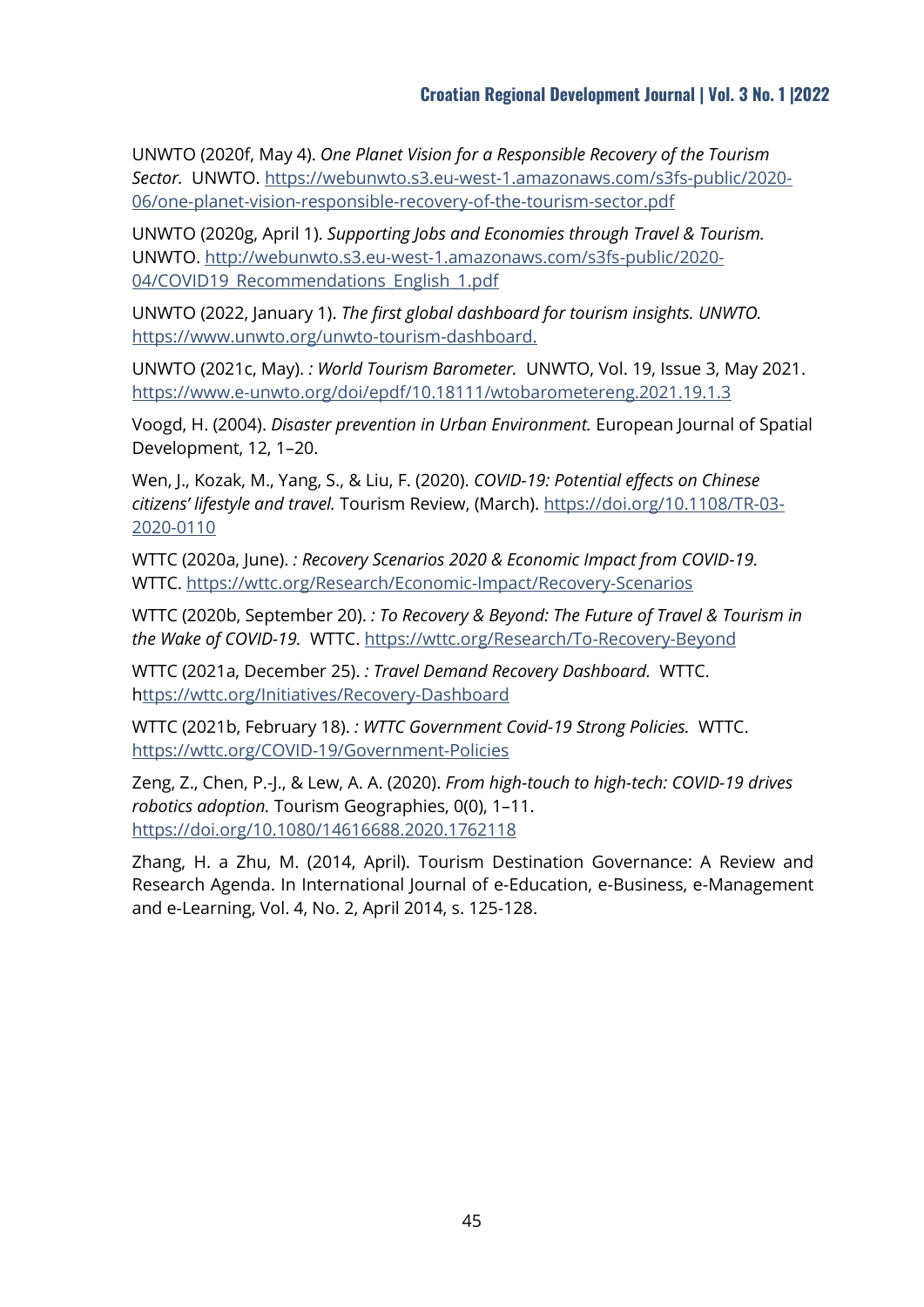UNWTO (2020f, May 4). *One Planet Vision for a Responsible Recovery of the Tourism Sector.* UNWTO. https://webunwto.s3.eu-west-1.amazonaws.com/s3fs-public/2020-06/one-planet-vision-responsible-recovery-of-the-tourism-sector.pdf

UNWTO (2020g, April 1). *Supporting Jobs and Economies through Travel & Tourism.* UNWTO. http://webunwto.s3.eu-west-1.amazonaws.com/s3fs-public/2020-04/COVID19_Recommendations_English_1.pdf

UNWTO (2022, January 1). *The first global dashboard for tourism insights. UNWTO.* https://www.unwto.org/unwto-tourism-dashboard.

UNWTO (2021c, May). *: World Tourism Barometer.* UNWTO, Vol. 19, Issue 3, May 2021. https://www.e-unwto.org/doi/epdf/10.18111/wtobarometereng.2021.19.1.3

Voogd, H. (2004). *Disaster prevention in Urban Environment.* European Journal of Spatial Development, 12, 1–20.

Wen, J., Kozak, M., Yang, S., & Liu, F. (2020). *COVID-19: Potential effects on Chinese citizens' lifestyle and travel.* Tourism Review, (March). https://doi.org/10.1108/TR-03-2020-0110

WTTC (2020a, June). *: Recovery Scenarios 2020 & Economic Impact from COVID-19.* WTTC. https://wttc.org/Research/Economic-Impact/Recovery-Scenarios

WTTC (2020b, September 20). *: To Recovery & Beyond: The Future of Travel & Tourism in the Wake of COVID-19.* WTTC. https://wttc.org/Research/To-Recovery-Beyond

WTTC (2021a, December 25). *: Travel Demand Recovery Dashboard.* WTTC. https://wttc.org/Initiatives/Recovery-Dashboard

WTTC (2021b, February 18). *: WTTC Government Covid-19 Strong Policies.* WTTC. https://wttc.org/COVID-19/Government-Policies

Zeng, Z., Chen, P.-J., & Lew, A. A. (2020). *From high-touch to high-tech: COVID-19 drives robotics adoption.* Tourism Geographies, 0(0), 1–11. https://doi.org/10.1080/14616688.2020.1762118

Zhang, H. a Zhu, M. (2014, April). Tourism Destination Governance: A Review and Research Agenda. In International Journal of e-Education, e-Business, e-Management and e-Learning, Vol. 4, No. 2, April 2014, s. 125-128.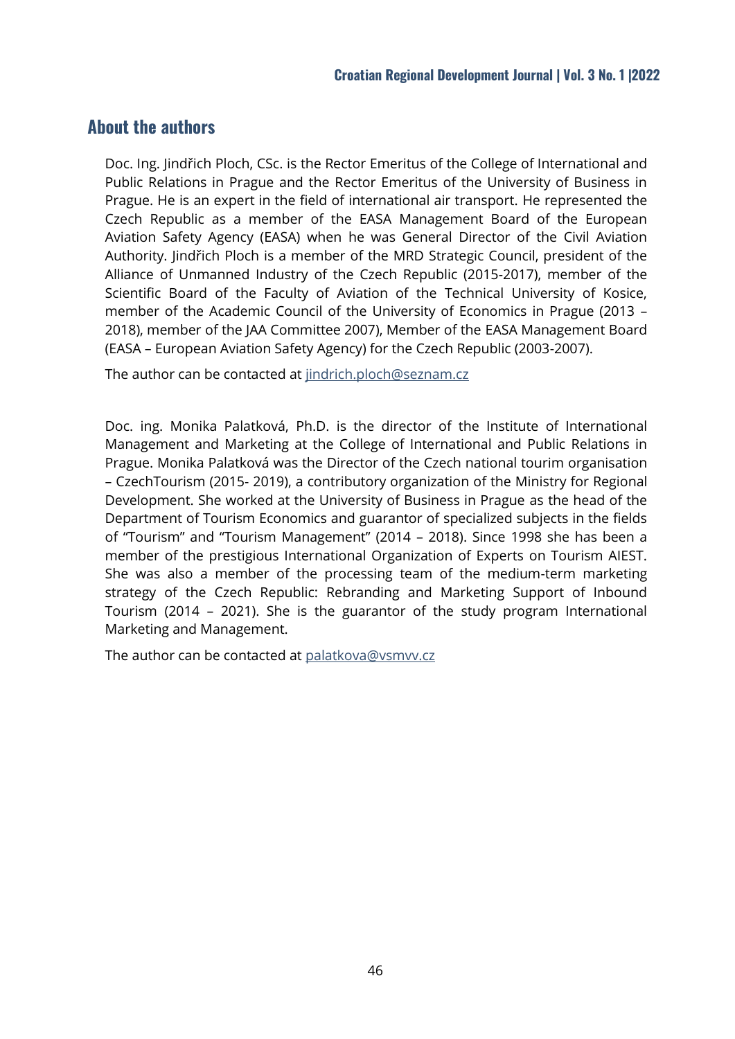## About the authors

Doc. Ing. Jindřich Ploch, CSc. is the Rector Emeritus of the College of International and Public Relations in Prague and the Rector Emeritus of the University of Business in Prague. He is an expert in the field of international air transport. He represented the Czech Republic as a member of the EASA Management Board of the European Aviation Safety Agency (EASA) when he was General Director of the Civil Aviation Authority. Jindřich Ploch is a member of the MRD Strategic Council, president of the Alliance of Unmanned Industry of the Czech Republic (2015-2017), member of the Scientific Board of the Faculty of Aviation of the Technical University of Kosice, member of the Academic Council of the University of Economics in Prague (2013 – 2018), member of the JAA Committee 2007), Member of the EASA Management Board (EASA – European Aviation Safety Agency) for the Czech Republic (2003-2007).

The author can be contacted at jindrich.ploch@seznam.cz

Doc. ing. Monika Palatková, Ph.D. is the director of the Institute of International Management and Marketing at the College of International and Public Relations in Prague. Monika Palatková was the Director of the Czech national tourim organisation – CzechTourism (2015- 2019), a contributory organization of the Ministry for Regional Development. She worked at the University of Business in Prague as the head of the Department of Tourism Economics and guarantor of specialized subjects in the fields of "Tourism" and "Tourism Management" (2014 – 2018). Since 1998 she has been a member of the prestigious International Organization of Experts on Tourism AIEST. She was also a member of the processing team of the medium-term marketing strategy of the Czech Republic: Rebranding and Marketing Support of Inbound Tourism (2014 – 2021). She is the guarantor of the study program International Marketing and Management.

The author can be contacted at palatkova@vsmvv.cz